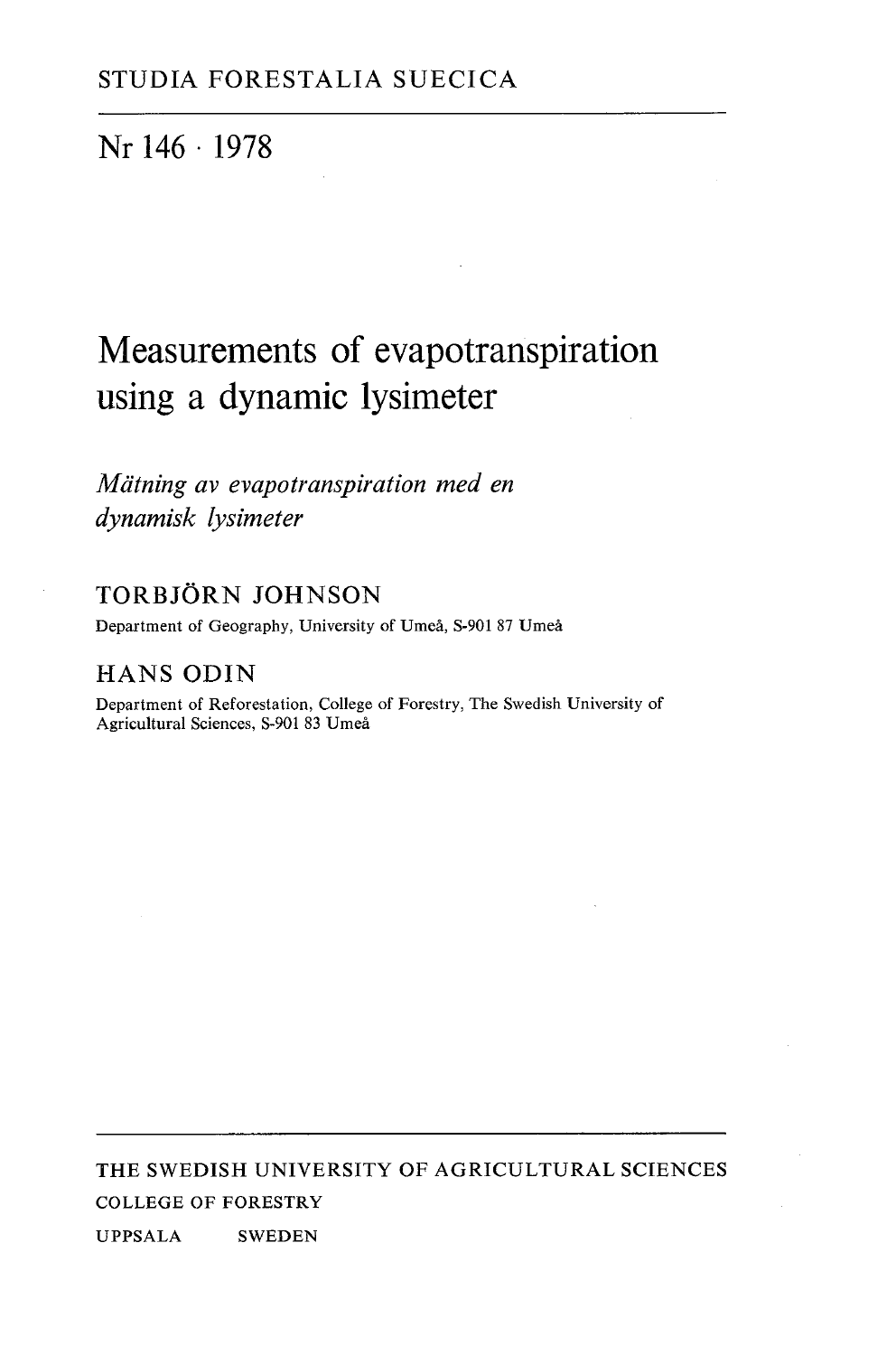STUDIA FORESTALIA SUECICA

Nr 146 · 1978

# Measurements of evapotranspiration using a dynamic lysimeter

*Mätning av evapotranspiration med en dynamisk lysimeter*

TORBJÖRN JOHNSON

Department of Geography, University of Umeå, S-901 87 Umeå

HANS ODIN

Department of Reforestation, College of Forestry, The Swedish University of Agricultural Sciences, S-901 83 Umeå

THE SWEDISH UNIVERSITY OF AGRICULTURAL SCIENCES

COLLEGE OF FORESTRY

UPPSALA SWEDEN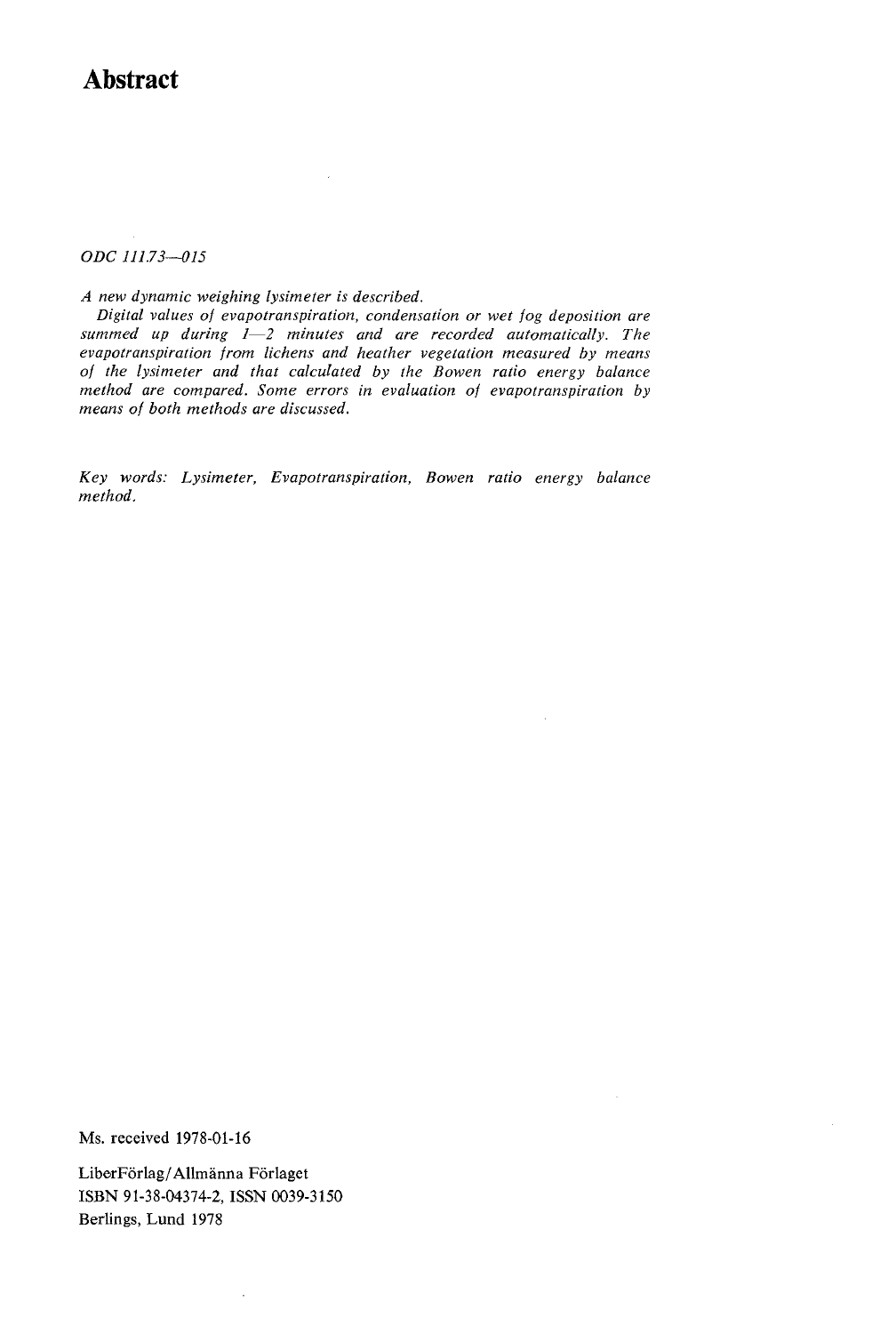# Abstract

*ODC 111.73—015*

*A new dynamic weighing lysimeter is described.*

*Digital values of evapotranspiration, condensation or wet fog deposition are summed up during 1—2 minutes and are recorded automatically. The evapotranspiration from lichens and heather vegetation measured by means of the lysimeter and that calculated by the Bowen ratio energy balance method are compared. Some errors in evaluation of evapotranspiration by means of both methods are discussed.*

*Key words: Lysimeter, Evapotranspiration, Bowen ratio energy balance method.*

Ms. received 1978-01-16

LiberFörlag/Allmänna Förlaget
ISBN 91-38-04374-2, ISSN 0039-3150
Berlings, Lund 1978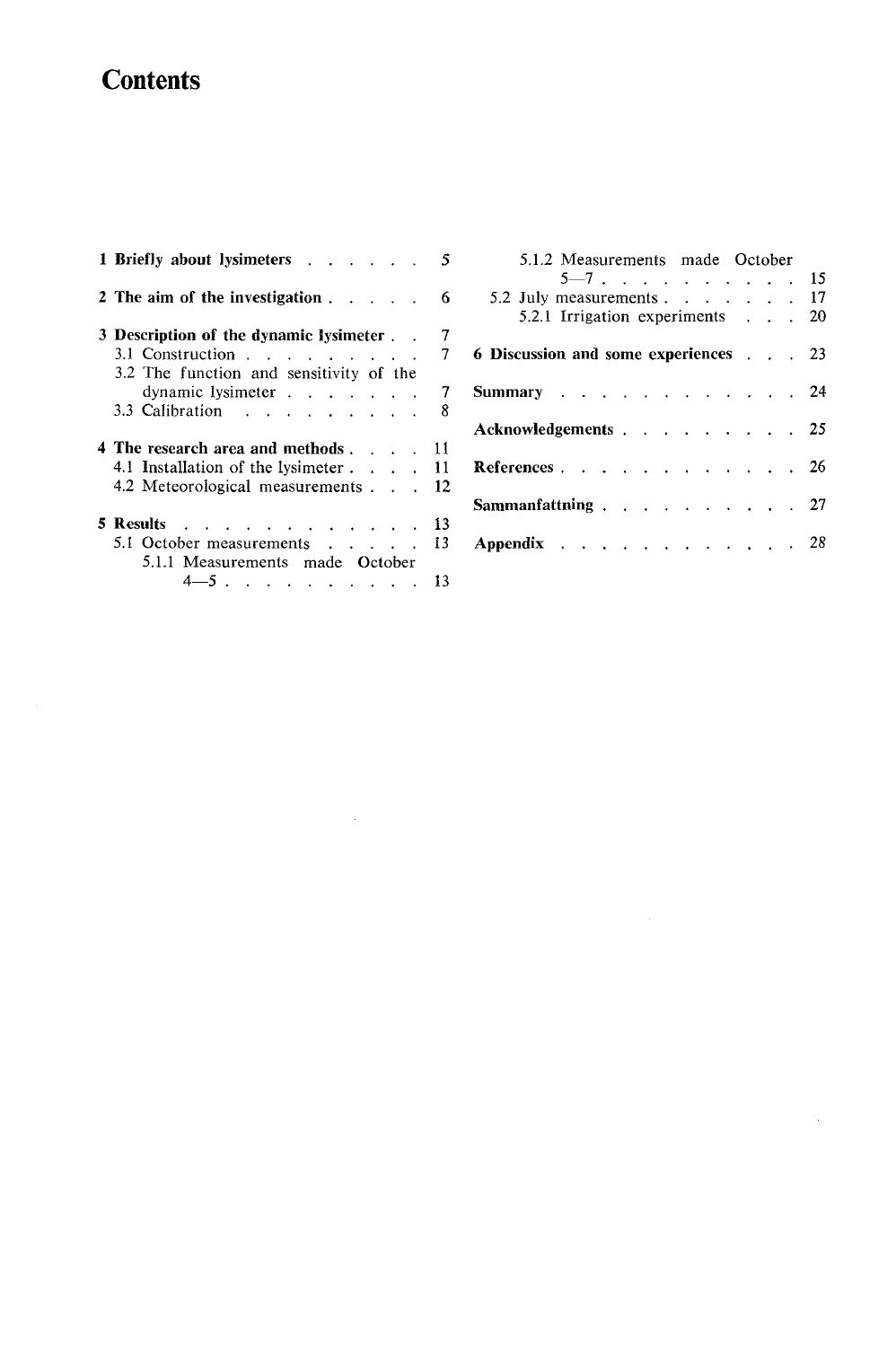# Contents

**1 Briefly about lysimeters** . . . . . . 5

**2 The aim of the investigation** . . . . . 6

**3 Description of the dynamic lysimeter** . . 7
- 3.1 Construction . . . . . . . . . . 7
- 3.2 The function and sensitivity of the dynamic lysimeter . . . . . . . 7
- 3.3 Calibration . . . . . . . . . 8

**4 The research area and methods** . . . . 11
- 4.1 Installation of the lysimeter . . . . 11
- 4.2 Meteorological measurements . . . 12

**5 Results** . . . . . . . . . . . . 13
- 5.1 October measurements . . . . . 13
  - 5.1.1 Measurements made October 4—5 . . . . . . . . . . 13
  - 5.1.2 Measurements made October 5—7 . . . . . . . . . . 15
- 5.2 July measurements . . . . . . . 17
  - 5.2.1 Irrigation experiments . . . 20

**6 Discussion and some experiences** . . . 23

**Summary** . . . . . . . . . . . . 24

**Acknowledgements** . . . . . . . . . 25

**References** . . . . . . . . . . . . 26

**Sammanfattning** . . . . . . . . . . 27

**Appendix** . . . . . . . . . . . . 28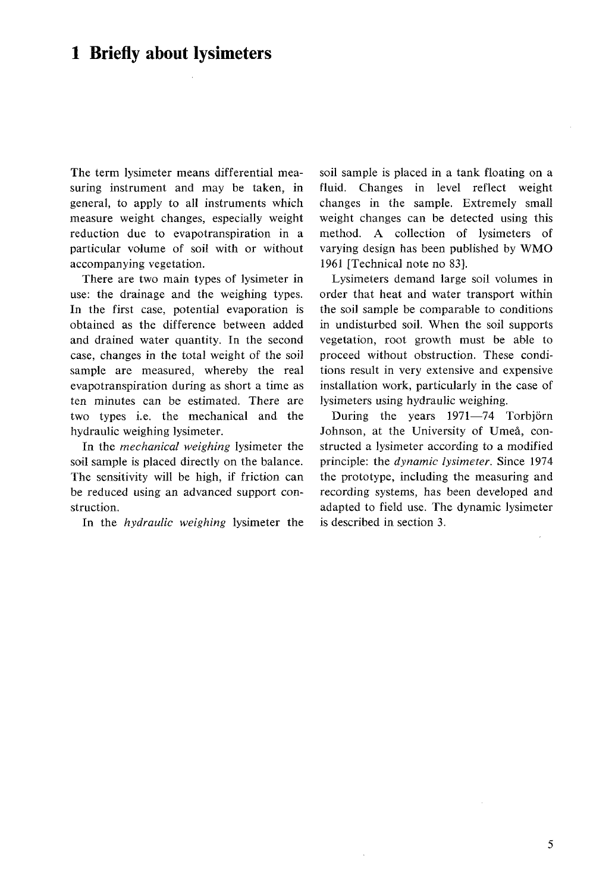# 1 Briefly about lysimeters

The term lysimeter means differential measuring instrument and may be taken, in general, to apply to all instruments which measure weight changes, especially weight reduction due to evapotranspiration in a particular volume of soil with or without accompanying vegetation.

There are two main types of lysimeter in use: the drainage and the weighing types. In the first case, potential evaporation is obtained as the difference between added and drained water quantity. In the second case, changes in the total weight of the soil sample are measured, whereby the real evapotranspiration during as short a time as ten minutes can be estimated. There are two types i.e. the mechanical and the hydraulic weighing lysimeter.

In the *mechanical weighing* lysimeter the soil sample is placed directly on the balance. The sensitivity will be high, if friction can be reduced using an advanced support construction.

In the *hydraulic weighing* lysimeter the soil sample is placed in a tank floating on a fluid. Changes in level reflect weight changes in the sample. Extremely small weight changes can be detected using this method. A collection of lysimeters of varying design has been published by WMO 1961 [Technical note no 83].

Lysimeters demand large soil volumes in order that heat and water transport within the soil sample be comparable to conditions in undisturbed soil. When the soil supports vegetation, root growth must be able to proceed without obstruction. These conditions result in very extensive and expensive installation work, particularly in the case of lysimeters using hydraulic weighing.

During the years 1971—74 Torbjörn Johnson, at the University of Umeå, constructed a lysimeter according to a modified principle: the *dynamic lysimeter*. Since 1974 the prototype, including the measuring and recording systems, has been developed and adapted to field use. The dynamic lysimeter is described in section 3.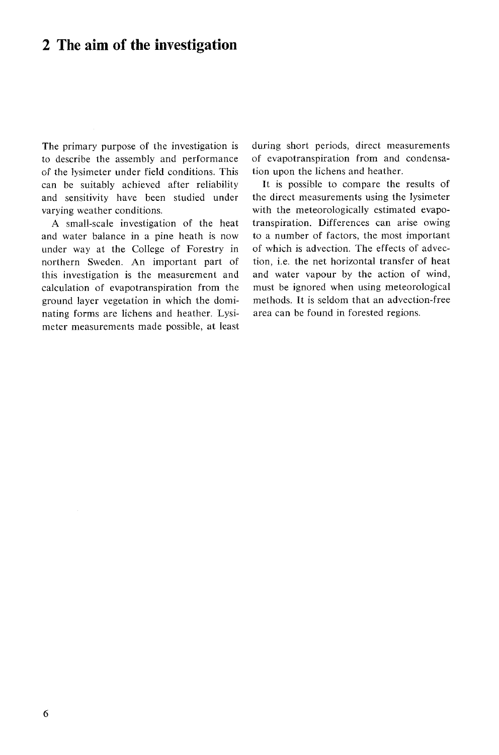## 2 The aim of the investigation

The primary purpose of the investigation is to describe the assembly and performance of the lysimeter under field conditions. This can be suitably achieved after reliability and sensitivity have been studied under varying weather conditions.

A small-scale investigation of the heat and water balance in a pine heath is now under way at the College of Forestry in northern Sweden. An important part of this investigation is the measurement and calculation of evapotranspiration from the ground layer vegetation in which the dominating forms are lichens and heather. Lysimeter measurements made possible, at least during short periods, direct measurements of evapotranspiration from and condensation upon the lichens and heather.

It is possible to compare the results of the direct measurements using the lysimeter with the meteorologically estimated evapotranspiration. Differences can arise owing to a number of factors, the most important of which is advection. The effects of advection, i.e. the net horizontal transfer of heat and water vapour by the action of wind, must be ignored when using meteorological methods. It is seldom that an advection-free area can be found in forested regions.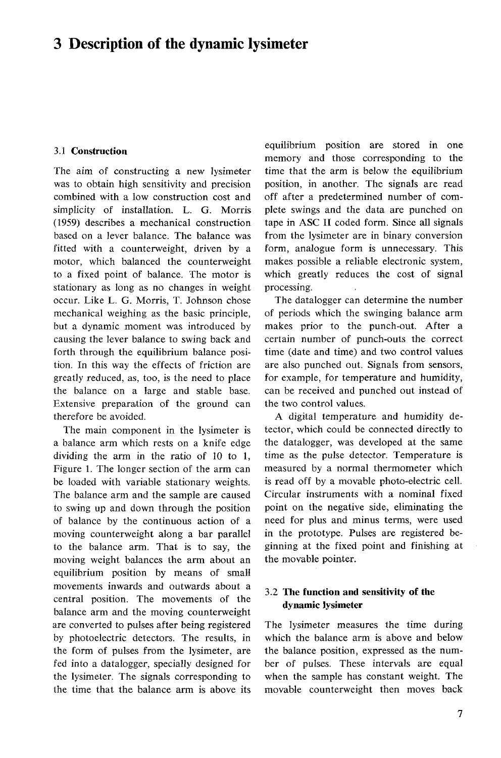# 3 Description of the dynamic lysimeter

### 3.1 Construction

The aim of constructing a new lysimeter was to obtain high sensitivity and precision combined with a low construction cost and simplicity of installation. L. G. Morris (1959) describes a mechanical construction based on a lever balance. The balance was fitted with a counterweight, driven by a motor, which balanced the counterweight to a fixed point of balance. The motor is stationary as long as no changes in weight occur. Like L. G. Morris, T. Johnson chose mechanical weighing as the basic principle, but a dynamic moment was introduced by causing the lever balance to swing back and forth through the equilibrium balance position. In this way the effects of friction are greatly reduced, as, too, is the need to place the balance on a large and stable base. Extensive preparation of the ground can therefore be avoided.

The main component in the lysimeter is a balance arm which rests on a knife edge dividing the arm in the ratio of 10 to 1, Figure 1. The longer section of the arm can be loaded with variable stationary weights. The balance arm and the sample are caused to swing up and down through the position of balance by the continuous action of a moving counterweight along a bar parallel to the balance arm. That is to say, the moving weight balances the arm about an equilibrium position by means of small movements inwards and outwards about a central position. The movements of the balance arm and the moving counterweight are converted to pulses after being registered by photoelectric detectors. The results, in the form of pulses from the lysimeter, are fed into a datalogger, specially designed for the lysimeter. The signals corresponding to the time that the balance arm is above its equilibrium position are stored in one memory and those corresponding to the time that the arm is below the equilibrium position, in another. The signals are read off after a predetermined number of complete swings and the data are punched on tape in ASC II coded form. Since all signals from the lysimeter are in binary conversion form, analogue form is unnecessary. This makes possible a reliable electronic system, which greatly reduces the cost of signal processing.

The datalogger can determine the number of periods which the swinging balance arm makes prior to the punch-out. After a certain number of punch-outs the correct time (date and time) and two control values are also punched out. Signals from sensors, for example, for temperature and humidity, can be received and punched out instead of the two control values.

A digital temperature and humidity detector, which could be connected directly to the datalogger, was developed at the same time as the pulse detector. Temperature is measured by a normal thermometer which is read off by a movable photo-electric cell. Circular instruments with a nominal fixed point on the negative side, eliminating the need for plus and minus terms, were used in the prototype. Pulses are registered beginning at the fixed point and finishing at the movable pointer.

### 3.2 The function and sensitivity of the dynamic lysimeter

The lysimeter measures the time during which the balance arm is above and below the balance position, expressed as the number of pulses. These intervals are equal when the sample has constant weight. The movable counterweight then moves back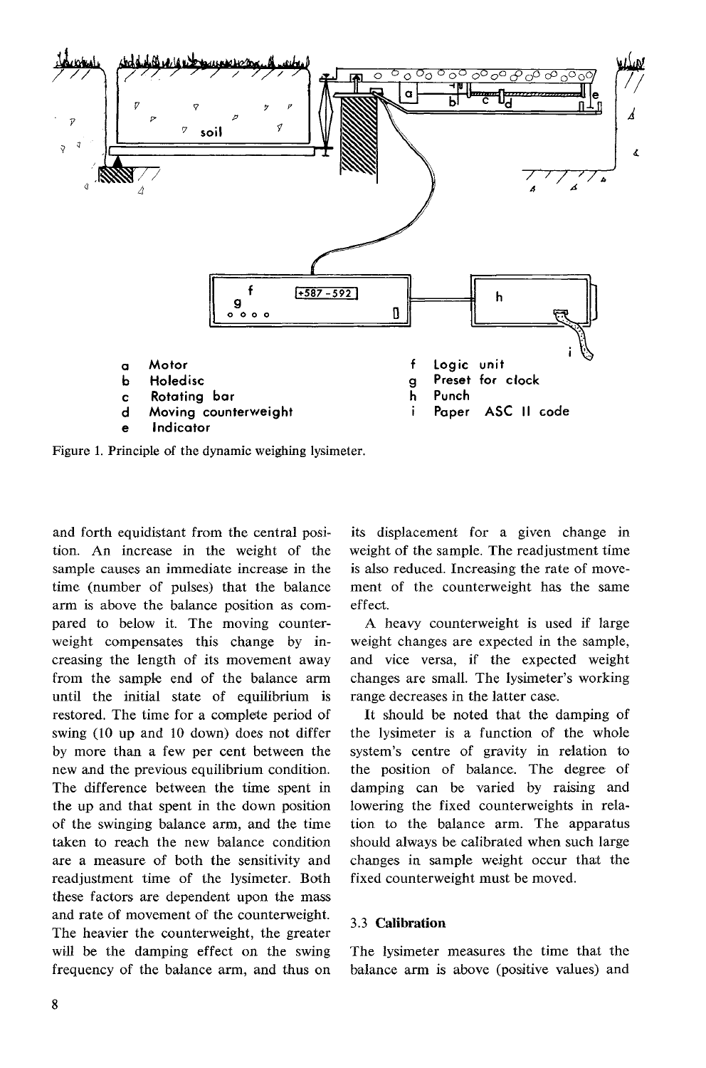| | | | |
|---|---|---|---|
| a | Motor | f | Logic unit |
| b | Holedisc | g | Preset for clock |
| c | Rotating bar | h | Punch |
| d | Moving counterweight | i | Paper ASC II code |
| e | Indicator | | |

Figure 1. Principle of the dynamic weighing lysimeter.

and forth equidistant from the central position. An increase in the weight of the sample causes an immediate increase in the time (number of pulses) that the balance arm is above the balance position as compared to below it. The moving counterweight compensates this change by increasing the length of its movement away from the sample end of the balance arm until the initial state of equilibrium is restored. The time for a complete period of swing (10 up and 10 down) does not differ by more than a few per cent between the new and the previous equilibrium condition. The difference between the time spent in the up and that spent in the down position of the swinging balance arm, and the time taken to reach the new balance condition are a measure of both the sensitivity and readjustment time of the lysimeter. Both these factors are dependent upon the mass and rate of movement of the counterweight. The heavier the counterweight, the greater will be the damping effect on the swing frequency of the balance arm, and thus on its displacement for a given change in weight of the sample. The readjustment time is also reduced. Increasing the rate of movement of the counterweight has the same effect.

A heavy counterweight is used if large weight changes are expected in the sample, and vice versa, if the expected weight changes are small. The lysimeter's working range decreases in the latter case.

It should be noted that the damping of the lysimeter is a function of the whole system's centre of gravity in relation to the position of balance. The degree of damping can be varied by raising and lowering the fixed counterweights in relation to the balance arm. The apparatus should always be calibrated when such large changes in sample weight occur that the fixed counterweight must be moved.

### 3.3 Calibration

The lysimeter measures the time that the balance arm is above (positive values) and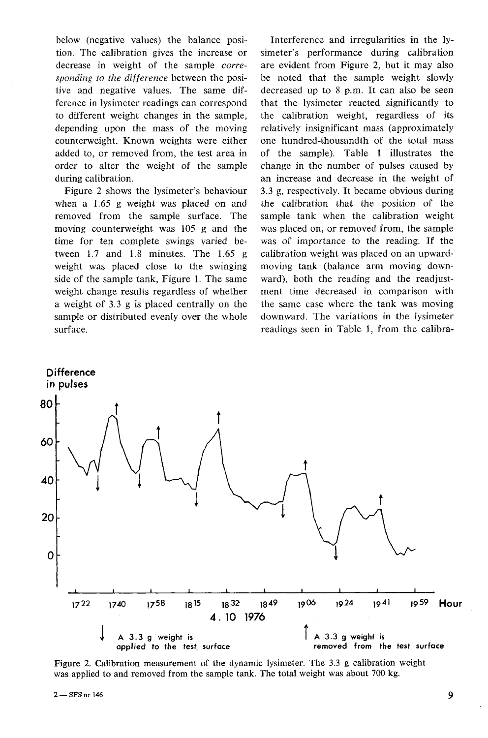below (negative values) the balance position. The calibration gives the increase or decrease in weight of the sample *corresponding to the difference* between the positive and negative values. The same difference in lysimeter readings can correspond to different weight changes in the sample, depending upon the mass of the moving counterweight. Known weights were either added to, or removed from, the test area in order to alter the weight of the sample during calibration.

Figure 2 shows the lysimeter's behaviour when a 1.65 g weight was placed on and removed from the sample surface. The moving counterweight was 105 g and the time for ten complete swings varied between 1.7 and 1.8 minutes. The 1.65 g weight was placed close to the swinging side of the sample tank, Figure 1. The same weight change results regardless of whether a weight of 3.3 g is placed centrally on the sample or distributed evenly over the whole surface.

Interference and irregularities in the lysimeter's performance during calibration are evident from Figure 2, but it may also be noted that the sample weight slowly decreased up to 8 p.m. It can also be seen that the lysimeter reacted significantly to the calibration weight, regardless of its relatively insignificant mass (approximately one hundred-thousandth of the total mass of the sample). Table 1 illustrates the change in the number of pulses caused by an increase and decrease in the weight of 3.3 g, respectively. It became obvious during the calibration that the position of the sample tank when the calibration weight was placed on, or removed from, the sample was of importance to the reading. If the calibration weight was placed on an upward-moving tank (balance arm moving downward), both the reading and the readjustment time decreased in comparison with the same case where the tank was moving downward. The variations in the lysimeter readings seen in Table 1, from the calibra-

Difference in pulses

Hour: 17[22] 17[40] 17[58] 18[15] 18[32] 18[49] 19[06] 19[24] 19[41] 19[59]

4. 10 1976

↓ A 3.3 g weight is applied to the test surface

↑ A 3.3 g weight is removed from the test surface

Figure 2. Calibration measurement of the dynamic lysimeter. The 3.3 g calibration weight was applied to and removed from the sample tank. The total weight was about 700 kg.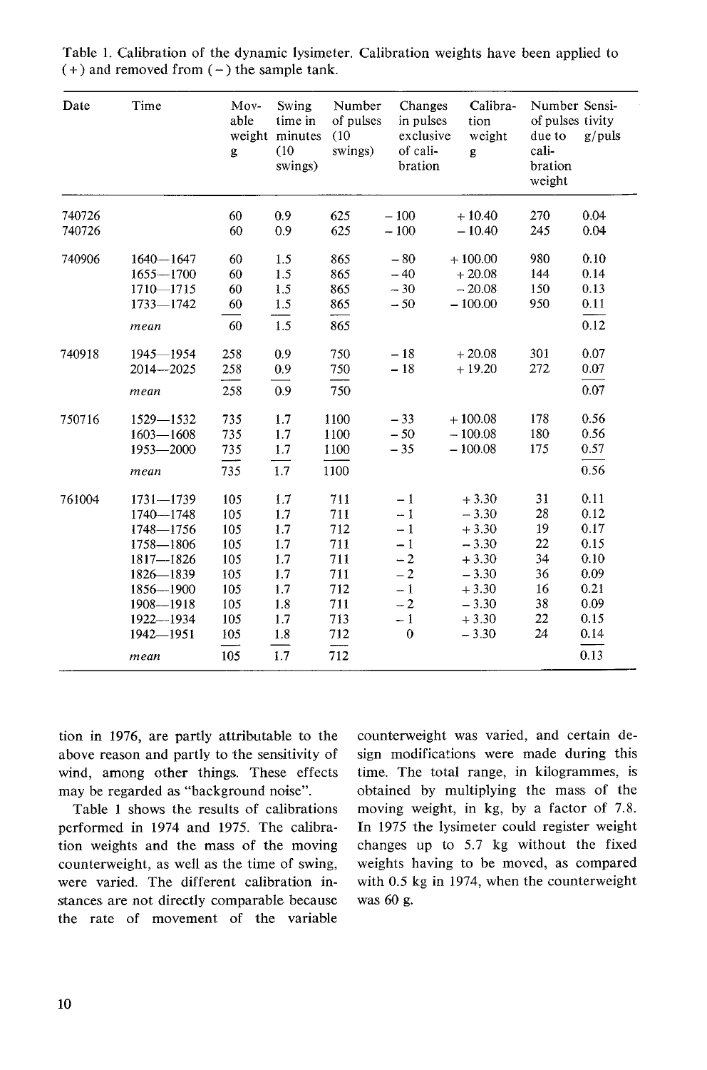Table 1. Calibration of the dynamic lysimeter. Calibration weights have been applied to (+) and removed from (−) the sample tank.

| Date | Time | Movable weight g | Swing time in minutes (10 swings) | Number of pulses (10 swings) | Changes in pulses exclusive of calibration | Calibration weight g | Number of pulses due to calibration weight | Sensitivity g/puls |
|---|---|---|---|---|---|---|---|---|
| 740726 | | 60 | 0.9 | 625 | −100 | +10.40 | 270 | 0.04 |
| 740726 | | 60 | 0.9 | 625 | −100 | −10.40 | 245 | 0.04 |
| 740906 | 1640—1647 | 60 | 1.5 | 865 | −80 | +100.00 | 980 | 0.10 |
| | 1655—1700 | 60 | 1.5 | 865 | −40 | +20.08 | 144 | 0.14 |
| | 1710—1715 | 60 | 1.5 | 865 | −30 | −20.08 | 150 | 0.13 |
| | 1733—1742 | 60 | 1.5 | 865 | −50 | −100.00 | 950 | 0.11 |
| | *mean* | 60 | 1.5 | 865 | | | | 0.12 |
| 740918 | 1945—1954 | 258 | 0.9 | 750 | −18 | +20.08 | 301 | 0.07 |
| | 2014—2025 | 258 | 0.9 | 750 | −18 | +19.20 | 272 | 0.07 |
| | *mean* | 258 | 0.9 | 750 | | | | 0.07 |
| 750716 | 1529—1532 | 735 | 1.7 | 1100 | −33 | +100.08 | 178 | 0.56 |
| | 1603—1608 | 735 | 1.7 | 1100 | −50 | −100.08 | 180 | 0.56 |
| | 1953—2000 | 735 | 1.7 | 1100 | −35 | −100.08 | 175 | 0.57 |
| | *mean* | 735 | 1.7 | 1100 | | | | 0.56 |
| 761004 | 1731—1739 | 105 | 1.7 | 711 | −1 | +3.30 | 31 | 0.11 |
| | 1740—1748 | 105 | 1.7 | 711 | −1 | −3.30 | 28 | 0.12 |
| | 1748—1756 | 105 | 1.7 | 712 | −1 | +3.30 | 19 | 0.17 |
| | 1758—1806 | 105 | 1.7 | 711 | −1 | −3.30 | 22 | 0.15 |
| | 1817—1826 | 105 | 1.7 | 711 | −2 | +3.30 | 34 | 0.10 |
| | 1826—1839 | 105 | 1.7 | 711 | −2 | −3.30 | 36 | 0.09 |
| | 1856—1900 | 105 | 1.7 | 712 | −1 | +3.30 | 16 | 0.21 |
| | 1908—1918 | 105 | 1.8 | 711 | −2 | −3.30 | 38 | 0.09 |
| | 1922—1934 | 105 | 1.7 | 713 | −1 | +3.30 | 22 | 0.15 |
| | 1942—1951 | 105 | 1.8 | 712 | 0 | −3.30 | 24 | 0.14 |
| | *mean* | 105 | 1.7 | 712 | | | | 0.13 |

tion in 1976, are partly attributable to the above reason and partly to the sensitivity of wind, among other things. These effects may be regarded as "background noise".

Table 1 shows the results of calibrations performed in 1974 and 1975. The calibration weights and the mass of the moving counterweight, as well as the time of swing, were varied. The different calibration instances are not directly comparable because the rate of movement of the variable counterweight was varied, and certain design modifications were made during this time. The total range, in kilogrammes, is obtained by multiplying the mass of the moving weight, in kg, by a factor of 7.8. In 1975 the lysimeter could register weight changes up to 5.7 kg without the fixed weights having to be moved, as compared with 0.5 kg in 1974, when the counterweight was 60 g.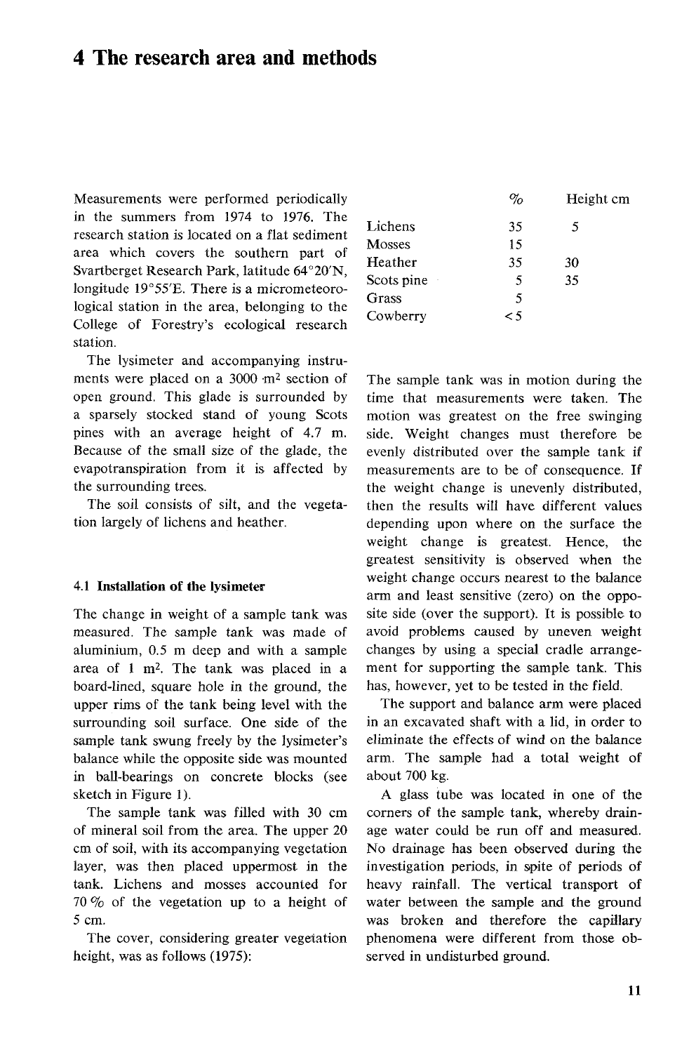# 4 The research area and methods

Measurements were performed periodically in the summers from 1974 to 1976. The research station is located on a flat sediment area which covers the southern part of Svartberget Research Park, latitude 64°20'N, longitude 19°55'E. There is a micrometeorological station in the area, belonging to the College of Forestry's ecological research station.

The lysimeter and accompanying instruments were placed on a 3000 m² section of open ground. This glade is surrounded by a sparsely stocked stand of young Scots pines with an average height of 4.7 m. Because of the small size of the glade, the evapotranspiration from it is affected by the surrounding trees.

The soil consists of silt, and the vegetation largely of lichens and heather.

### 4.1 Installation of the lysimeter

The change in weight of a sample tank was measured. The sample tank was made of aluminium, 0.5 m deep and with a sample area of 1 m². The tank was placed in a board-lined, square hole in the ground, the upper rims of the tank being level with the surrounding soil surface. One side of the sample tank swung freely by the lysimeter's balance while the opposite side was mounted in ball-bearings on concrete blocks (see sketch in Figure 1).

The sample tank was filled with 30 cm of mineral soil from the area. The upper 20 cm of soil, with its accompanying vegetation layer, was then placed uppermost in the tank. Lichens and mosses accounted for 70 % of the vegetation up to a height of 5 cm.

The cover, considering greater vegetation height, was as follows (1975):

| | % | Height cm |
|---|---|---|
| Lichens | 35 | 5 |
| Mosses | 15 | |
| Heather | 35 | 30 |
| Scots pine | 5 | 35 |
| Grass | 5 | |
| Cowberry | <5 | |

The sample tank was in motion during the time that measurements were taken. The motion was greatest on the free swinging side. Weight changes must therefore be evenly distributed over the sample tank if measurements are to be of consequence. If the weight change is unevenly distributed, then the results will have different values depending upon where on the surface the weight change is greatest. Hence, the greatest sensitivity is observed when the weight change occurs nearest to the balance arm and least sensitive (zero) on the opposite side (over the support). It is possible to avoid problems caused by uneven weight changes by using a special cradle arrangement for supporting the sample tank. This has, however, yet to be tested in the field.

The support and balance arm were placed in an excavated shaft with a lid, in order to eliminate the effects of wind on the balance arm. The sample had a total weight of about 700 kg.

A glass tube was located in one of the corners of the sample tank, whereby drainage water could be run off and measured. No drainage has been observed during the investigation periods, in spite of periods of heavy rainfall. The vertical transport of water between the sample and the ground was broken and therefore the capillary phenomena were different from those observed in undisturbed ground.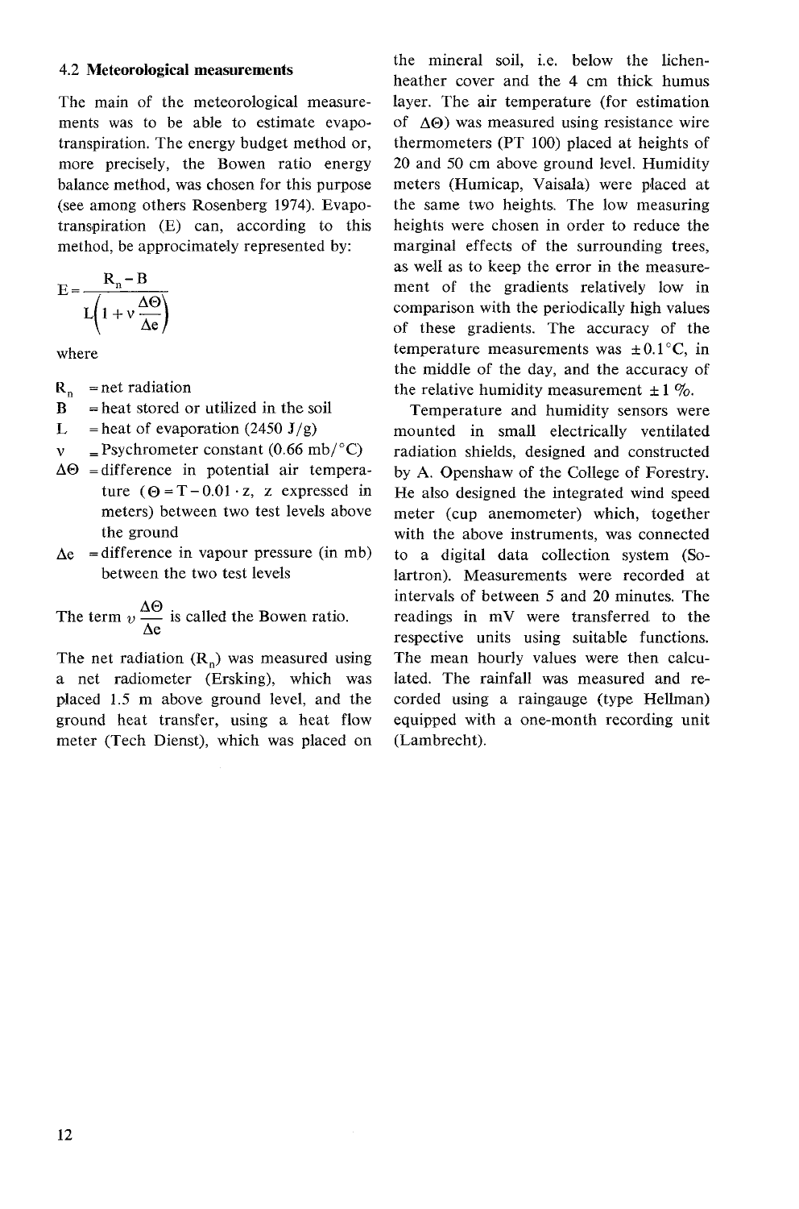### 4.2 Meteorological measurements

The main of the meteorological measurements was to be able to estimate evapotranspiration. The energy budget method or, more precisely, the Bowen ratio energy balance method, was chosen for this purpose (see among others Rosenberg 1974). Evapotranspiration (E) can, according to this method, be approcimately represented by:

$$E = \frac{R_n - B}{L\left(1 + v\frac{\Delta\Theta}{\Delta e}\right)}$$

where

- $R_n$ = net radiation
- B = heat stored or utilized in the soil
- L = heat of evaporation (2450 J/g)
- v = Psychrometer constant (0.66 mb/°C)
- $\Delta\Theta$ = difference in potential air temperature ($\Theta = T - 0.01 \cdot z$, z expressed in meters) between two test levels above the ground
- $\Delta e$ = difference in vapour pressure (in mb) between the two test levels

The term $v\frac{\Delta\Theta}{\Delta e}$ is called the Bowen ratio.

The net radiation ($R_n$) was measured using a net radiometer (Ersking), which was placed 1.5 m above ground level, and the ground heat transfer, using a heat flow meter (Tech Dienst), which was placed on the mineral soil, i.e. below the lichen-heather cover and the 4 cm thick humus layer. The air temperature (for estimation of $\Delta\Theta$) was measured using resistance wire thermometers (PT 100) placed at heights of 20 and 50 cm above ground level. Humidity meters (Humicap, Vaisala) were placed at the same two heights. The low measuring heights were chosen in order to reduce the marginal effects of the surrounding trees, as well as to keep the error in the measurement of the gradients relatively low in comparison with the periodically high values of these gradients. The accuracy of the temperature measurements was ±0.1°C, in the middle of the day, and the accuracy of the relative humidity measurement ±1 %.

Temperature and humidity sensors were mounted in small electrically ventilated radiation shields, designed and constructed by A. Openshaw of the College of Forestry. He also designed the integrated wind speed meter (cup anemometer) which, together with the above instruments, was connected to a digital data collection system (Solartron). Measurements were recorded at intervals of between 5 and 20 minutes. The readings in mV were transferred to the respective units using suitable functions. The mean hourly values were then calculated. The rainfall was measured and recorded using a raingauge (type Hellman) equipped with a one-month recording unit (Lambrecht).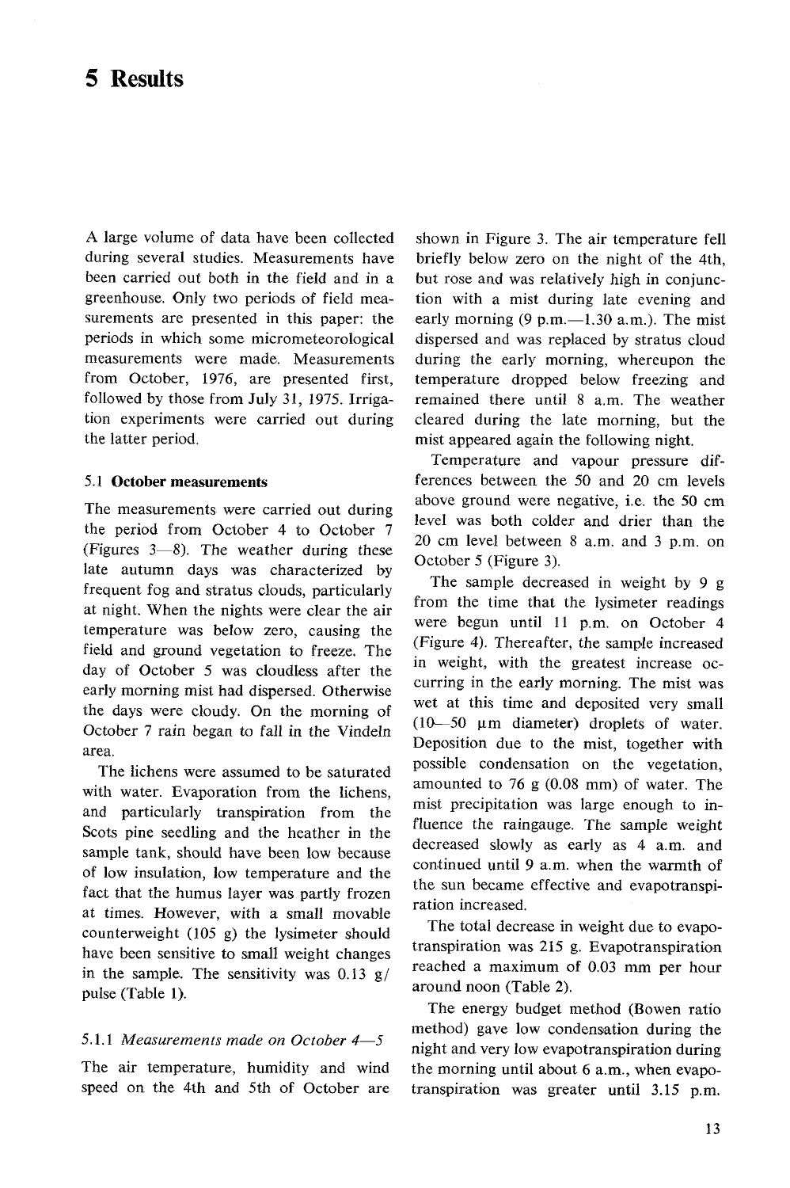# 5 Results

A large volume of data have been collected during several studies. Measurements have been carried out both in the field and in a greenhouse. Only two periods of field measurements are presented in this paper: the periods in which some micrometeorological measurements were made. Measurements from October, 1976, are presented first, followed by those from July 31, 1975. Irrigation experiments were carried out during the latter period.

## 5.1 October measurements

The measurements were carried out during the period from October 4 to October 7 (Figures 3—8). The weather during these late autumn days was characterized by frequent fog and stratus clouds, particularly at night. When the nights were clear the air temperature was below zero, causing the field and ground vegetation to freeze. The day of October 5 was cloudless after the early morning mist had dispersed. Otherwise the days were cloudy. On the morning of October 7 rain began to fall in the Vindeln area.

The lichens were assumed to be saturated with water. Evaporation from the lichens, and particularly transpiration from the Scots pine seedling and the heather in the sample tank, should have been low because of low insulation, low temperature and the fact that the humus layer was partly frozen at times. However, with a small movable counterweight (105 g) the lysimeter should have been sensitive to small weight changes in the sample. The sensitivity was 0.13 g/pulse (Table 1).

### 5.1.1 *Measurements made on October 4—5*

The air temperature, humidity and wind speed on the 4th and 5th of October are shown in Figure 3. The air temperature fell briefly below zero on the night of the 4th, but rose and was relatively high in conjunction with a mist during late evening and early morning (9 p.m.—1.30 a.m.). The mist dispersed and was replaced by stratus cloud during the early morning, whereupon the temperature dropped below freezing and remained there until 8 a.m. The weather cleared during the late morning, but the mist appeared again the following night.

Temperature and vapour pressure differences between the 50 and 20 cm levels above ground were negative, i.e. the 50 cm level was both colder and drier than the 20 cm level between 8 a.m. and 3 p.m. on October 5 (Figure 3).

The sample decreased in weight by 9 g from the time that the lysimeter readings were begun until 11 p.m. on October 4 (Figure 4). Thereafter, the sample increased in weight, with the greatest increase occurring in the early morning. The mist was wet at this time and deposited very small (10—50 μm diameter) droplets of water. Deposition due to the mist, together with possible condensation on the vegetation, amounted to 76 g (0.08 mm) of water. The mist precipitation was large enough to influence the raingauge. The sample weight decreased slowly as early as 4 a.m. and continued until 9 a.m. when the warmth of the sun became effective and evapotranspiration increased.

The total decrease in weight due to evapotranspiration was 215 g. Evapotranspiration reached a maximum of 0.03 mm per hour around noon (Table 2).

The energy budget method (Bowen ratio method) gave low condensation during the night and very low evapotranspiration during the morning until about 6 a.m., when evapotranspiration was greater until 3.15 p.m.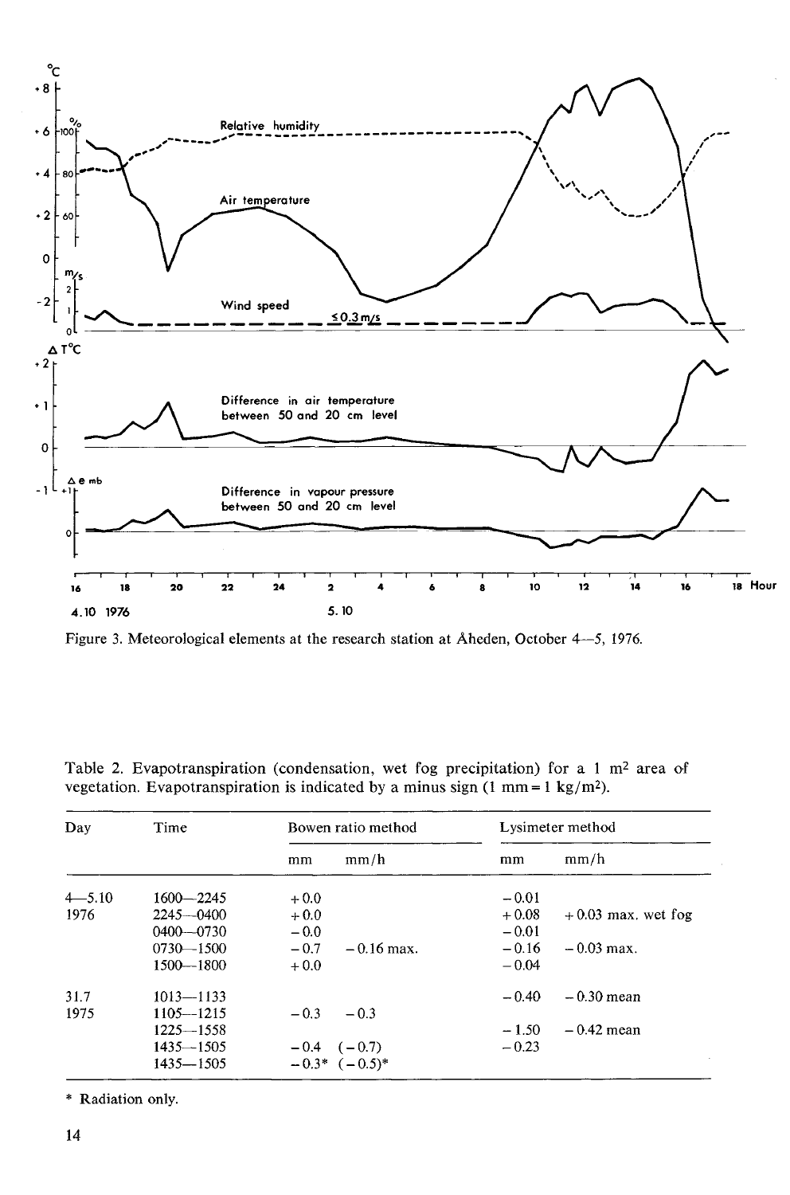Figure 3. Meteorological elements at the research station at Åheden, October 4—5, 1976.

Table 2. Evapotranspiration (condensation, wet fog precipitation) for a 1 $m^2$ area of vegetation. Evapotranspiration is indicated by a minus sign (1 mm = 1 $kg/m^2$).

| Day | Time | Bowen ratio method | | Lysimeter method | |
|---|---|---|---|---|---|
| | | mm | mm/h | mm | mm/h |
| 4—5.10 | 1600—2245 | +0.0 | | −0.01 | |
| 1976 | 2245—0400 | +0.0 | | +0.08 | +0.03 max. wet fog |
| | 0400—0730 | −0.0 | | −0.01 | |
| | 0730—1500 | −0.7 | −0.16 max. | −0.16 | −0.03 max. |
| | 1500—1800 | +0.0 | | −0.04 | |
| 31.7 | 1013—1133 | | | −0.40 | −0.30 mean |
| 1975 | 1105—1215 | −0.3 | −0.3 | | |
| | 1225—1558 | | | −1.50 | −0.42 mean |
| | 1435—1505 | −0.4 | (−0.7) | −0.23 | |
| | 1435—1505 | −0.3* | (−0.5)* | | |

\* Radiation only.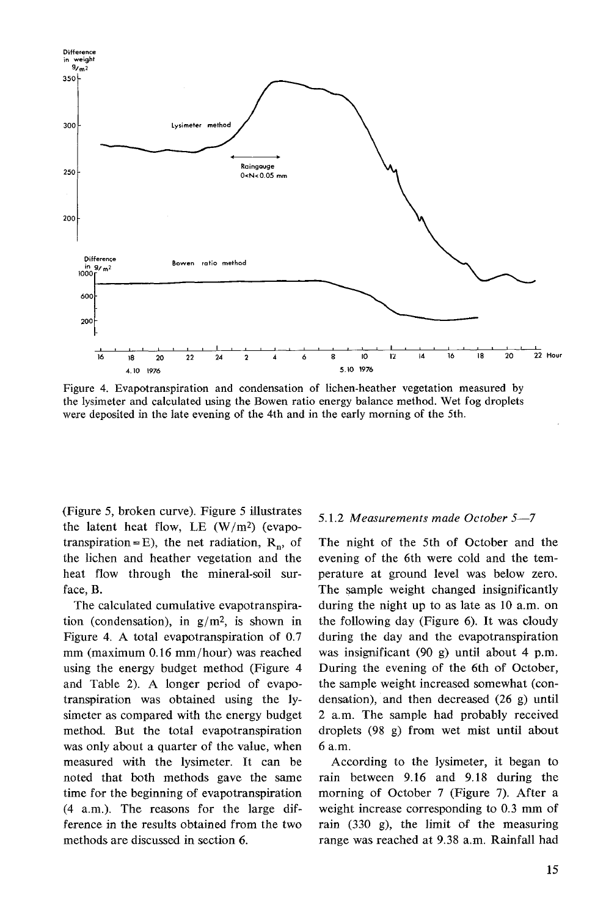Figure 4. Evapotranspiration and condensation of lichen-heather vegetation measured by the lysimeter and calculated using the Bowen ratio energy balance method. Wet fog droplets were deposited in the late evening of the 4th and in the early morning of the 5th.

(Figure 5, broken curve). Figure 5 illustrates the latent heat flow, LE ($W/m^2$) (evapotranspiration = E), the net radiation, $R_n$, of the lichen and heather vegetation and the heat flow through the mineral-soil surface, B.

The calculated cumulative evapotranspiration (condensation), in $g/m^2$, is shown in Figure 4. A total evapotranspiration of 0.7 mm (maximum 0.16 mm/hour) was reached using the energy budget method (Figure 4 and Table 2). A longer period of evapotranspiration was obtained using the lysimeter as compared with the energy budget method. But the total evapotranspiration was only about a quarter of the value, when measured with the lysimeter. It can be noted that both methods gave the same time for the beginning of evapotranspiration (4 a.m.). The reasons for the large difference in the results obtained from the two methods are discussed in section 6.

### 5.1.2 *Measurements made October 5—7*

The night of the 5th of October and the evening of the 6th were cold and the temperature at ground level was below zero. The sample weight changed insignificantly during the night up to as late as 10 a.m. on the following day (Figure 6). It was cloudy during the day and the evapotranspiration was insignificant (90 g) until about 4 p.m. During the evening of the 6th of October, the sample weight increased somewhat (condensation), and then decreased (26 g) until 2 a.m. The sample had probably received droplets (98 g) from wet mist until about 6 a.m.

According to the lysimeter, it began to rain between 9.16 and 9.18 during the morning of October 7 (Figure 7). After a weight increase corresponding to 0.3 mm of rain (330 g), the limit of the measuring range was reached at 9.38 a.m. Rainfall had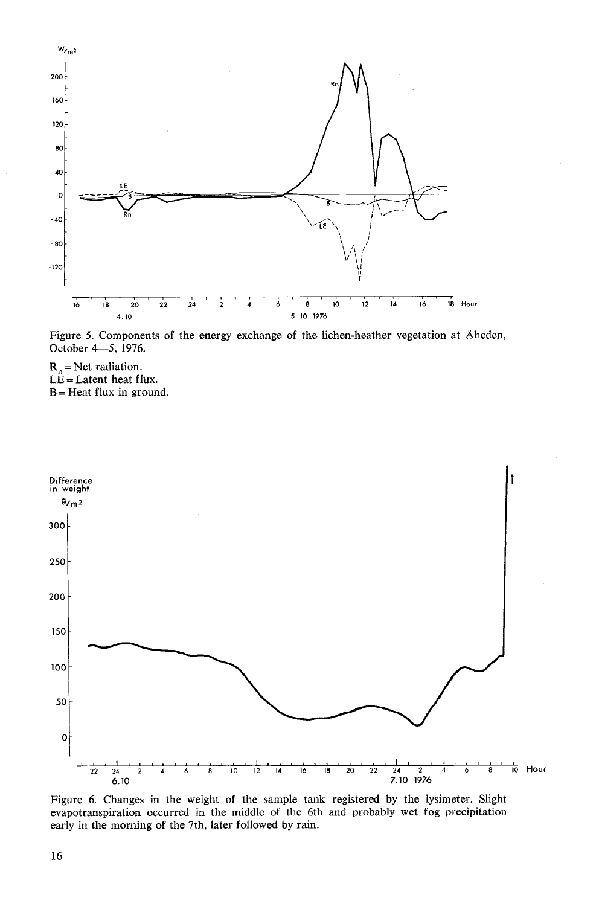Figure 5. Components of the energy exchange of the lichen-heather vegetation at Åheden, October 4—5, 1976.

$R_n$ = Net radiation.
LE = Latent heat flux.
B = Heat flux in ground.

Figure 6. Changes in the weight of the sample tank registered by the lysimeter. Slight evapotranspiration occurred in the middle of the 6th and probably wet fog precipitation early in the morning of the 7th, later followed by rain.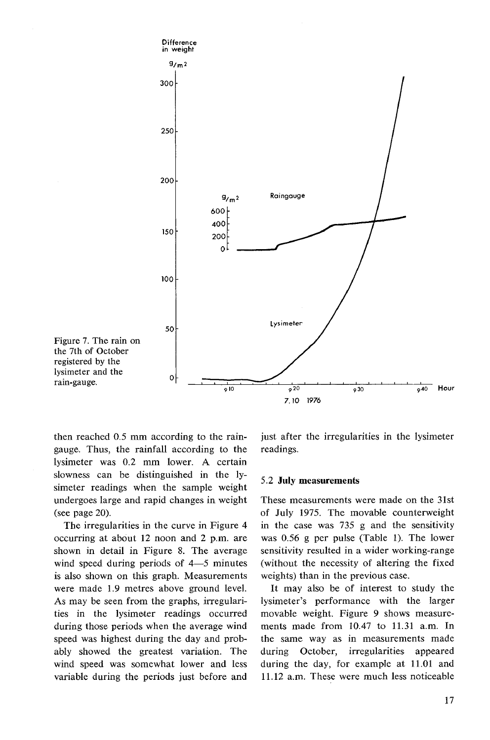Figure 7. The rain on the 7th of October registered by the lysimeter and the rain-gauge.

then reached 0.5 mm according to the rain-gauge. Thus, the rainfall according to the lysimeter was 0.2 mm lower. A certain slowness can be distinguished in the lysimeter readings when the sample weight undergoes large and rapid changes in weight (see page 20).

The irregularities in the curve in Figure 4 occurring at about 12 noon and 2 p.m. are shown in detail in Figure 8. The average wind speed during periods of 4—5 minutes is also shown on this graph. Measurements were made 1.9 metres above ground level. As may be seen from the graphs, irregularities in the lysimeter readings occurred during those periods when the average wind speed was highest during the day and probably showed the greatest variation. The wind speed was somewhat lower and less variable during the periods just before and just after the irregularities in the lysimeter readings.

### 5.2 **July measurements**

These measurements were made on the 31st of July 1975. The movable counterweight in the case was 735 g and the sensitivity was 0.56 g per pulse (Table 1). The lower sensitivity resulted in a wider working-range (without the necessity of altering the fixed weights) than in the previous case.

It may also be of interest to study the lysimeter's performance with the larger movable weight. Figure 9 shows measurements made from 10.47 to 11.31 a.m. In the same way as in measurements made during October, irregularities appeared during the day, for example at 11.01 and 11.12 a.m. These were much less noticeable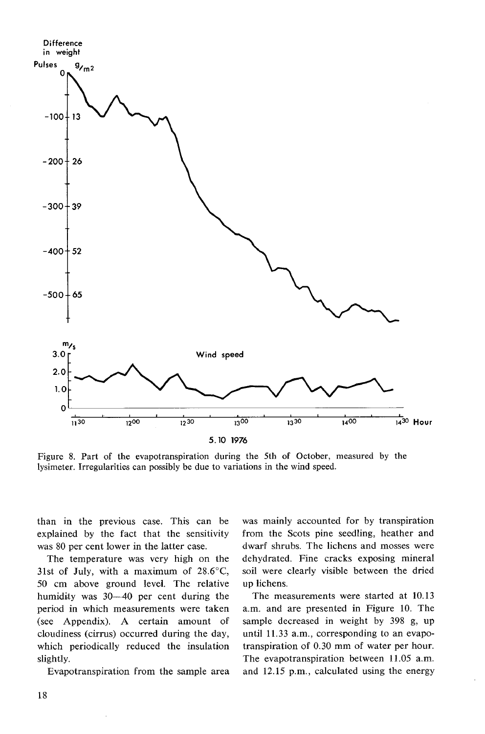Figure 8. Part of the evapotranspiration during the 5th of October, measured by the lysimeter. Irregularities can possibly be due to variations in the wind speed.

than in the previous case. This can be explained by the fact that the sensitivity was 80 per cent lower in the latter case.

The temperature was very high on the 31st of July, with a maximum of 28.6°C, 50 cm above ground level. The relative humidity was 30—40 per cent during the period in which measurements were taken (see Appendix). A certain amount of cloudiness (cirrus) occurred during the day, which periodically reduced the insulation slightly.

Evapotranspiration from the sample area was mainly accounted for by transpiration from the Scots pine seedling, heather and dwarf shrubs. The lichens and mosses were dehydrated. Fine cracks exposing mineral soil were clearly visible between the dried up lichens.

The measurements were started at 10.13 a.m. and are presented in Figure 10. The sample decreased in weight by 398 g, up until 11.33 a.m., corresponding to an evapotranspiration of 0.30 mm of water per hour. The evapotranspiration between 11.05 a.m. and 12.15 p.m., calculated using the energy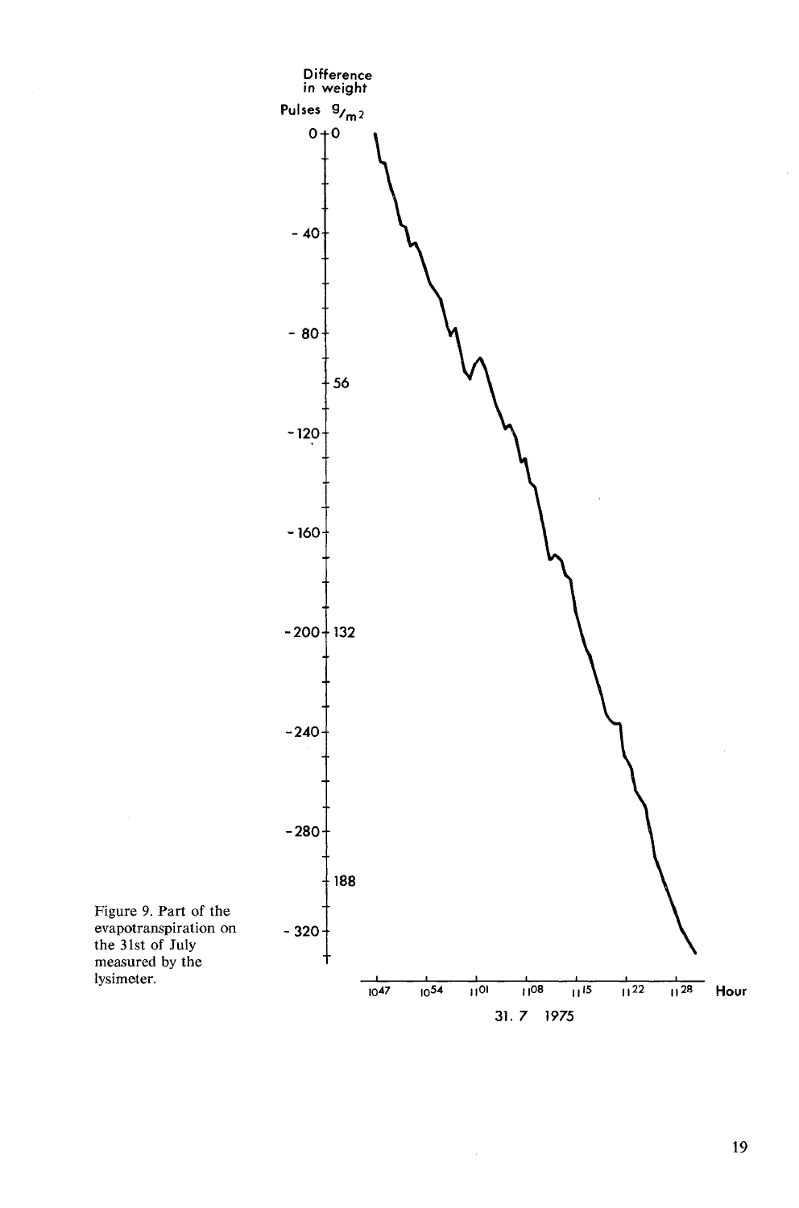Figure 9. Part of the evapotranspiration on the 31st of July measured by the lysimeter.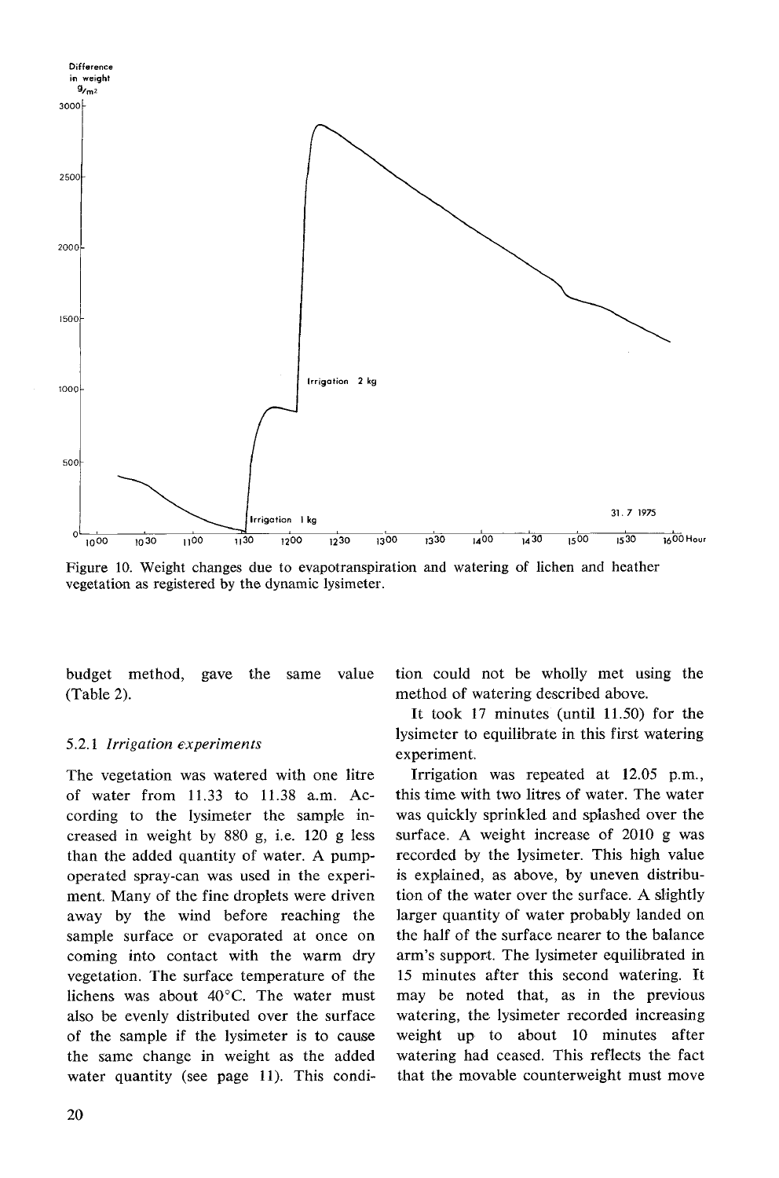Figure 10. Weight changes due to evapotranspiration and watering of lichen and heather vegetation as registered by the dynamic lysimeter.

budget method, gave the same value (Table 2).

### 5.2.1 *Irrigation experiments*

The vegetation was watered with one litre of water from 11.33 to 11.38 a.m. According to the lysimeter the sample increased in weight by 880 g, i.e. 120 g less than the added quantity of water. A pump-operated spray-can was used in the experiment. Many of the fine droplets were driven away by the wind before reaching the sample surface or evaporated at once on coming into contact with the warm dry vegetation. The surface temperature of the lichens was about 40°C. The water must also be evenly distributed over the surface of the sample if the lysimeter is to cause the same change in weight as the added water quantity (see page 11). This condition could not be wholly met using the method of watering described above.

It took 17 minutes (until 11.50) for the lysimeter to equilibrate in this first watering experiment.

Irrigation was repeated at 12.05 p.m., this time with two litres of water. The water was quickly sprinkled and splashed over the surface. A weight increase of 2010 g was recorded by the lysimeter. This high value is explained, as above, by uneven distribution of the water over the surface. A slightly larger quantity of water probably landed on the half of the surface nearer to the balance arm's support. The lysimeter equilibrated in 15 minutes after this second watering. It may be noted that, as in the previous watering, the lysimeter recorded increasing weight up to about 10 minutes after watering had ceased. This reflects the fact that the movable counterweight must move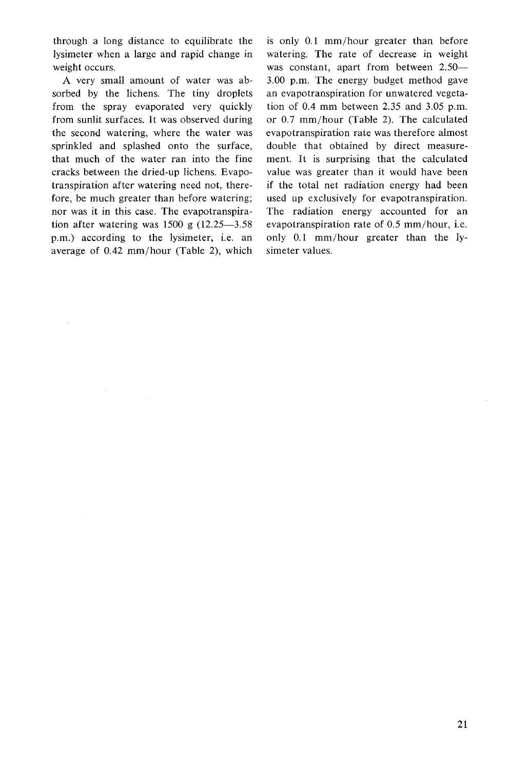through a long distance to equilibrate the lysimeter when a large and rapid change in weight occurs.

A very small amount of water was absorbed by the lichens. The tiny droplets from the spray evaporated very quickly from sunlit surfaces. It was observed during the second watering, where the water was sprinkled and splashed onto the surface, that much of the water ran into the fine cracks between the dried-up lichens. Evapotranspiration after watering need not, therefore, be much greater than before watering; nor was it in this case. The evapotranspiration after watering was 1500 g (12.25—3.58 p.m.) according to the lysimeter, i.e. an average of 0.42 mm/hour (Table 2), which is only 0.1 mm/hour greater than before watering. The rate of decrease in weight was constant, apart from between 2.50—3.00 p.m. The energy budget method gave an evapotranspiration for unwatered vegetation of 0.4 mm between 2.35 and 3.05 p.m. or 0.7 mm/hour (Table 2). The calculated evapotranspiration rate was therefore almost double that obtained by direct measurement. It is surprising that the calculated value was greater than it would have been if the total net radiation energy had been used up exclusively for evapotranspiration. The radiation energy accounted for an evapotranspiration rate of 0.5 mm/hour, i.e. only 0.1 mm/hour greater than the lysimeter values.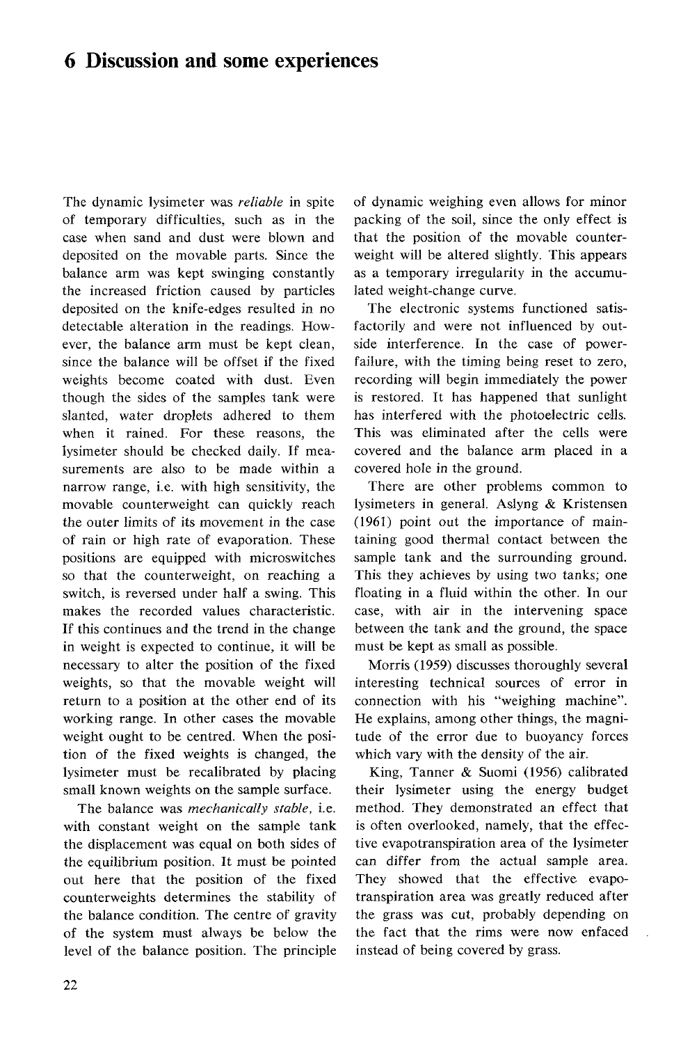# 6 Discussion and some experiences

The dynamic lysimeter was *reliable* in spite of temporary difficulties, such as in the case when sand and dust were blown and deposited on the movable parts. Since the balance arm was kept swinging constantly the increased friction caused by particles deposited on the knife-edges resulted in no detectable alteration in the readings. However, the balance arm must be kept clean, since the balance will be offset if the fixed weights become coated with dust. Even though the sides of the samples tank were slanted, water droplets adhered to them when it rained. For these reasons, the lysimeter should be checked daily. If measurements are also to be made within a narrow range, i.e. with high sensitivity, the movable counterweight can quickly reach the outer limits of its movement in the case of rain or high rate of evaporation. These positions are equipped with microswitches so that the counterweight, on reaching a switch, is reversed under half a swing. This makes the recorded values characteristic. If this continues and the trend in the change in weight is expected to continue, it will be necessary to alter the position of the fixed weights, so that the movable weight will return to a position at the other end of its working range. In other cases the movable weight ought to be centred. When the position of the fixed weights is changed, the lysimeter must be recalibrated by placing small known weights on the sample surface.

The balance was *mechanically stable*, i.e. with constant weight on the sample tank the displacement was equal on both sides of the equilibrium position. It must be pointed out here that the position of the fixed counterweights determines the stability of the balance condition. The centre of gravity of the system must always be below the level of the balance position. The principle of dynamic weighing even allows for minor packing of the soil, since the only effect is that the position of the movable counterweight will be altered slightly. This appears as a temporary irregularity in the accumulated weight-change curve.

The electronic systems functioned satisfactorily and were not influenced by outside interference. In the case of power-failure, with the timing being reset to zero, recording will begin immediately the power is restored. It has happened that sunlight has interfered with the photoelectric cells. This was eliminated after the cells were covered and the balance arm placed in a covered hole in the ground.

There are other problems common to lysimeters in general. Aslyng & Kristensen (1961) point out the importance of maintaining good thermal contact between the sample tank and the surrounding ground. This they achieves by using two tanks; one floating in a fluid within the other. In our case, with air in the intervening space between the tank and the ground, the space must be kept as small as possible.

Morris (1959) discusses thoroughly several interesting technical sources of error in connection with his "weighing machine". He explains, among other things, the magnitude of the error due to buoyancy forces which vary with the density of the air.

King, Tanner & Suomi (1956) calibrated their lysimeter using the energy budget method. They demonstrated an effect that is often overlooked, namely, that the effective evapotranspiration area of the lysimeter can differ from the actual sample area. They showed that the effective evapotranspiration area was greatly reduced after the grass was cut, probably depending on the fact that the rims were now enfaced instead of being covered by grass.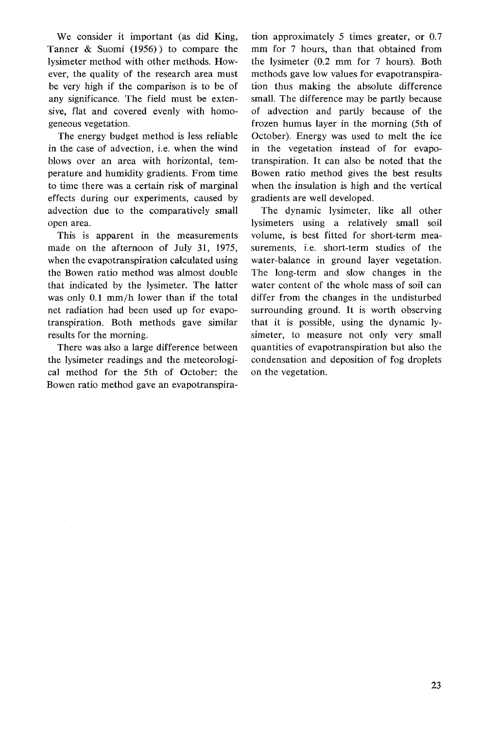We consider it important (as did King, Tanner & Suomi (1956)) to compare the lysimeter method with other methods. However, the quality of the research area must be very high if the comparison is to be of any significance. The field must be extensive, flat and covered evenly with homogeneous vegetation.

The energy budget method is less reliable in the case of advection, i.e. when the wind blows over an area with horizontal, temperature and humidity gradients. From time to time there was a certain risk of marginal effects during our experiments, caused by advection due to the comparatively small open area.

This is apparent in the measurements made on the afternoon of July 31, 1975, when the evapotranspiration calculated using the Bowen ratio method was almost double that indicated by the lysimeter. The latter was only 0.1 mm/h lower than if the total net radiation had been used up for evapotranspiration. Both methods gave similar results for the morning.

There was also a large difference between the lysimeter readings and the meteorological method for the 5th of October: the Bowen ratio method gave an evapotranspiration approximately 5 times greater, or 0.7 mm for 7 hours, than that obtained from the lysimeter (0.2 mm for 7 hours). Both methods gave low values for evapotranspiration thus making the absolute difference small. The difference may be partly because of advection and partly because of the frozen humus layer in the morning (5th of October). Energy was used to melt the ice in the vegetation instead of for evapotranspiration. It can also be noted that the Bowen ratio method gives the best results when the insulation is high and the vertical gradients are well developed.

The dynamic lysimeter, like all other lysimeters using a relatively small soil volume, is best fitted for short-term measurements, i.e. short-term studies of the water-balance in ground layer vegetation. The long-term and slow changes in the water content of the whole mass of soil can differ from the changes in the undisturbed surrounding ground. It is worth observing that it is possible, using the dynamic lysimeter, to measure not only very small quantities of evapotranspiration but also the condensation and deposition of fog droplets on the vegetation.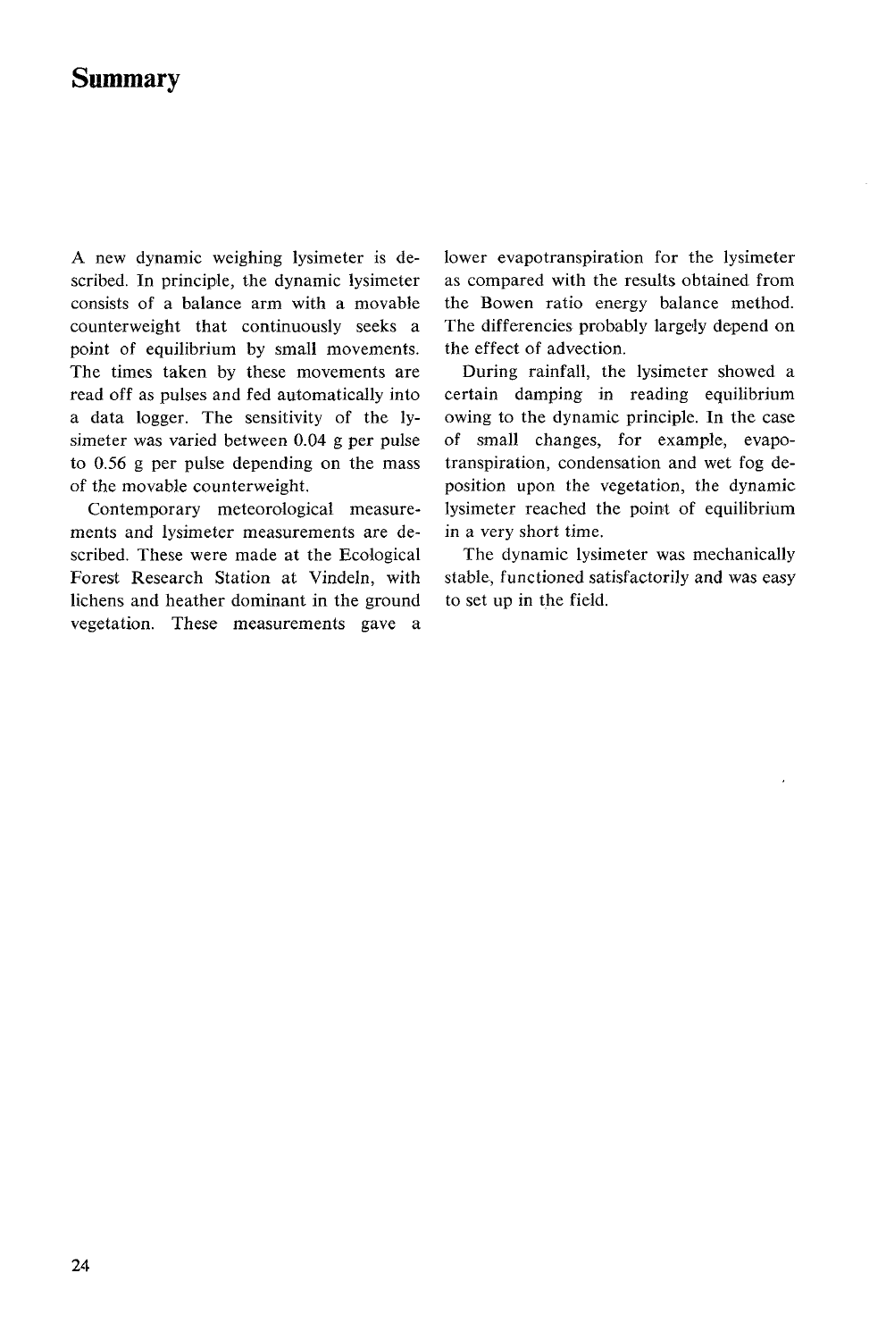# Summary

A new dynamic weighing lysimeter is described. In principle, the dynamic lysimeter consists of a balance arm with a movable counterweight that continuously seeks a point of equilibrium by small movements. The times taken by these movements are read off as pulses and fed automatically into a data logger. The sensitivity of the lysimeter was varied between 0.04 g per pulse to 0.56 g per pulse depending on the mass of the movable counterweight.

Contemporary meteorological measurements and lysimeter measurements are described. These were made at the Ecological Forest Research Station at Vindeln, with lichens and heather dominant in the ground vegetation. These measurements gave a lower evapotranspiration for the lysimeter as compared with the results obtained from the Bowen ratio energy balance method. The differencies probably largely depend on the effect of advection.

During rainfall, the lysimeter showed a certain damping in reading equilibrium owing to the dynamic principle. In the case of small changes, for example, evapotranspiration, condensation and wet fog deposition upon the vegetation, the dynamic lysimeter reached the point of equilibrium in a very short time.

The dynamic lysimeter was mechanically stable, functioned satisfactorily and was easy to set up in the field.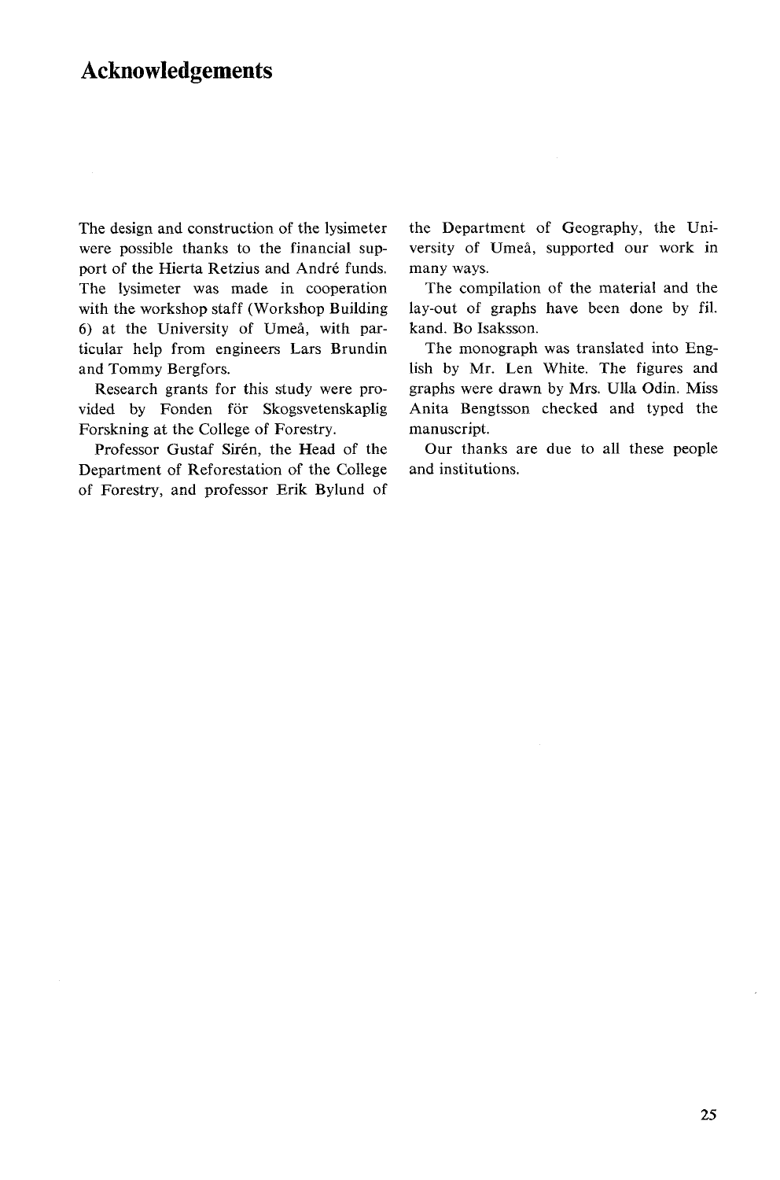# Acknowledgements

The design and construction of the lysimeter were possible thanks to the financial support of the Hierta Retzius and André funds. The lysimeter was made in cooperation with the workshop staff (Workshop Building 6) at the University of Umeå, with particular help from engineers Lars Brundin and Tommy Bergfors.

Research grants for this study were provided by Fonden för Skogsvetenskaplig Forskning at the College of Forestry.

Professor Gustaf Sirén, the Head of the Department of Reforestation of the College of Forestry, and professor Erik Bylund of the Department of Geography, the University of Umeå, supported our work in many ways.

The compilation of the material and the lay-out of graphs have been done by fil. kand. Bo Isaksson.

The monograph was translated into English by Mr. Len White. The figures and graphs were drawn by Mrs. Ulla Odin. Miss Anita Bengtsson checked and typed the manuscript.

Our thanks are due to all these people and institutions.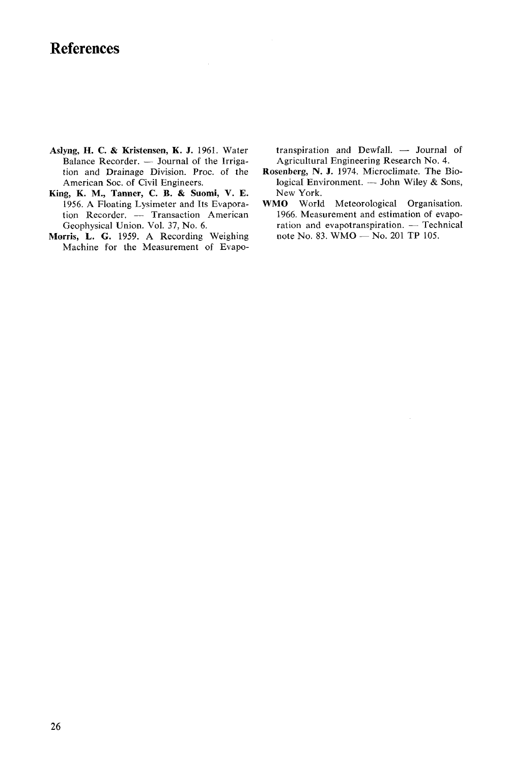# References

**Aslyng, H. C. & Kristensen, K. J.** 1961. Water Balance Recorder. — Journal of the Irrigation and Drainage Division. Proc. of the American Soc. of Civil Engineers.

**King, K. M., Tanner, C. B. & Suomi, V. E.** 1956. A Floating Lysimeter and Its Evaporation Recorder. — Transaction American Geophysical Union. Vol. 37, No. 6.

**Morris, L. G.** 1959. A Recording Weighing Machine for the Measurement of Evapotranspiration and Dewfall. — Journal of Agricultural Engineering Research No. 4.

**Rosenberg, N. J.** 1974. Microclimate. The Biological Environment. — John Wiley & Sons, New York.

**WMO** World Meteorological Organisation. 1966. Measurement and estimation of evaporation and evapotranspiration. — Technical note No. 83. WMO — No. 201 TP 105.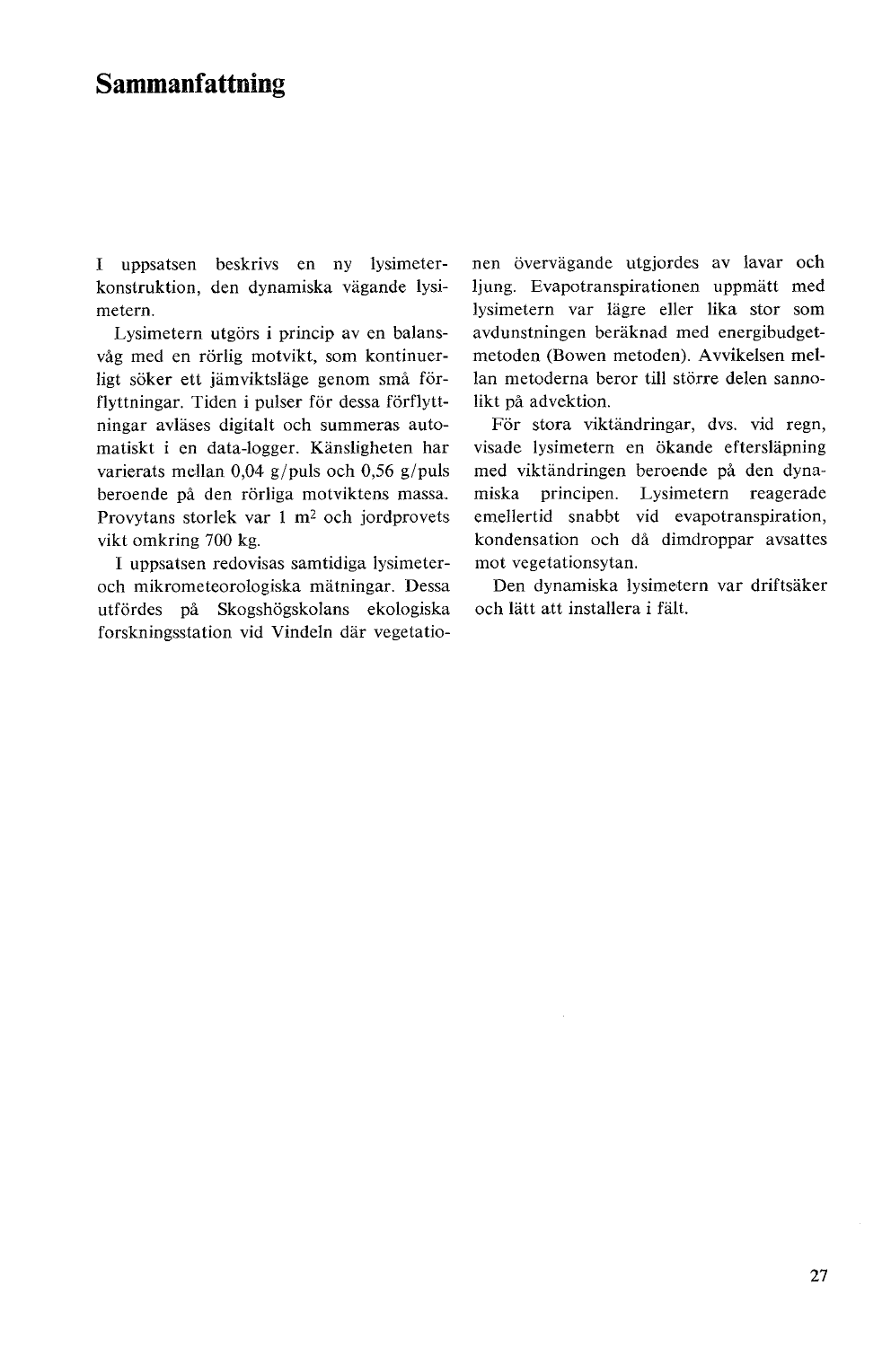# Sammanfattning

I uppsatsen beskrivs en ny lysimeterkonstruktion, den dynamiska vägande lysimetern.

Lysimetern utgörs i princip av en balansvåg med en rörlig motvikt, som kontinuerligt söker ett jämviktsläge genom små förflyttningar. Tiden i pulser för dessa förflyttningar avläses digitalt och summeras automatiskt i en data-logger. Känsligheten har varierats mellan 0,04 g/puls och 0,56 g/puls beroende på den rörliga motviktens massa. Provytans storlek var 1 $m^2$ och jordprovets vikt omkring 700 kg.

I uppsatsen redovisas samtidiga lysimeter- och mikrometeorologiska mätningar. Dessa utfördes på Skogshögskolans ekologiska forskningsstation vid Vindeln där vegetationen övervägande utgjordes av lavar och ljung. Evapotranspirationen uppmätt med lysimetern var lägre eller lika stor som avdunstningen beräknad med energibudgetmetoden (Bowen metoden). Avvikelsen mellan metoderna beror till större delen sannolikt på advektion.

För stora viktändringar, dvs. vid regn, visade lysimetern en ökande eftersläpning med viktändringen beroende på den dynamiska principen. Lysimetern reagerade emellertid snabbt vid evapotranspiration, kondensation och då dimdroppar avsattes mot vegetationsytan.

Den dynamiska lysimetern var driftsäker och lätt att installera i fält.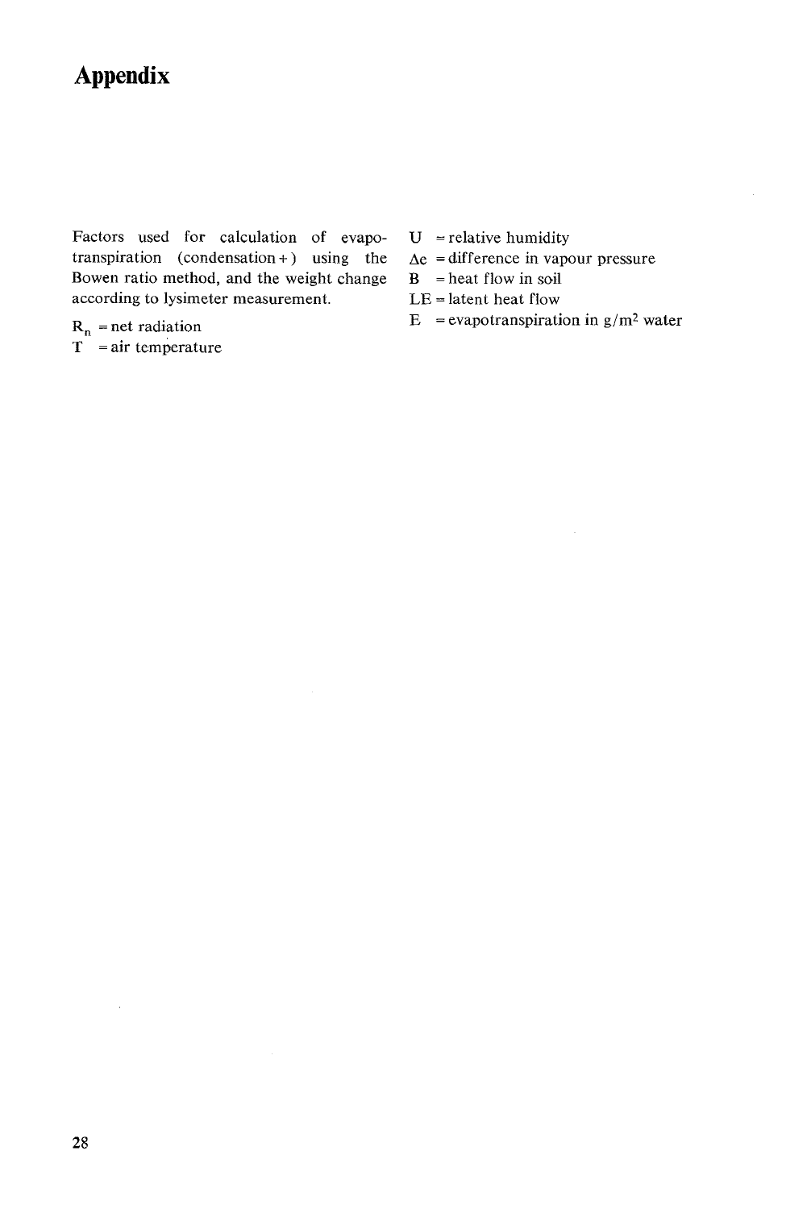# Appendix

Factors used for calculation of evapotranspiration (condensation + ) using the Bowen ratio method, and the weight change according to lysimeter measurement.

$R_n$ = net radiation
T = air temperature
U = relative humidity
$\Delta e$ = difference in vapour pressure
B = heat flow in soil
LE = latent heat flow
E = evapotranspiration in $g/m^2$ water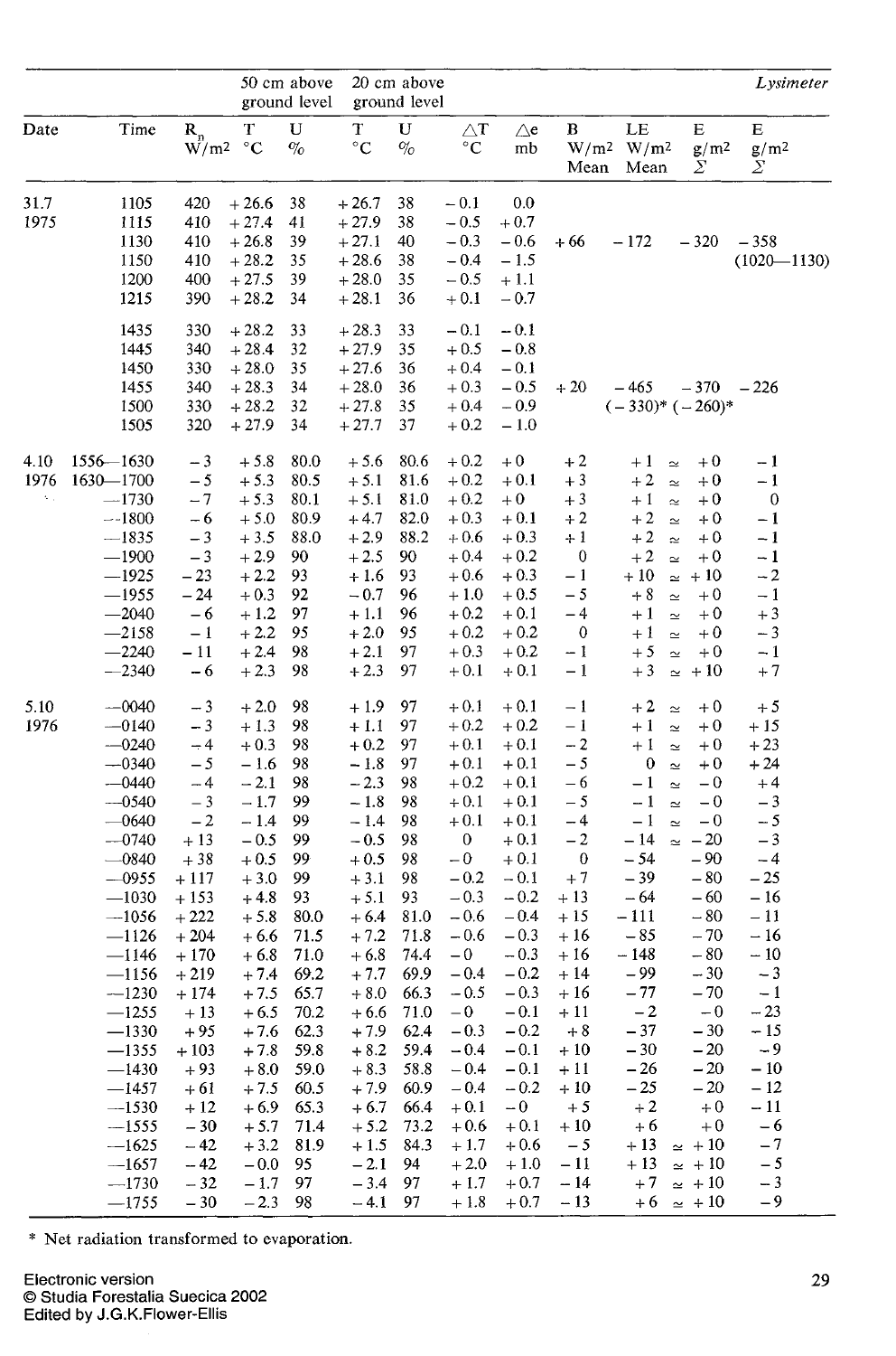| | | | 50 cm above ground level | | 20 cm above ground level | | | | | | | *Lysimeter* |
|---|---|---|---|---|---|---|---|---|---|---|---|---|
| Date | Time | $R_n$ W/m² | T °C | U % | T °C | U % | △T °C | △e mb | B W/m² Mean | LE W/m² Mean | E g/m² Σ | E g/m² Σ |
| 31.7 | 1105 | 420 | +26.6 | 38 | +26.7 | 38 | −0.1 | 0.0 | | | | |
| 1975 | 1115 | 410 | +27.4 | 41 | +27.9 | 38 | −0.5 | +0.7 | | | | |
| | 1130 | 410 | +26.8 | 39 | +27.1 | 40 | −0.3 | −0.6 | +66 | −172 | −320 | −358 |
| | 1150 | 410 | +28.2 | 35 | +28.6 | 38 | −0.4 | −1.5 | | | | (1020—1130) |
| | 1200 | 400 | +27.5 | 39 | +28.0 | 35 | −0.5 | +1.1 | | | | |
| | 1215 | 390 | +28.2 | 34 | +28.1 | 36 | +0.1 | −0.7 | | | | |
| | 1435 | 330 | +28.2 | 33 | +28.3 | 33 | −0.1 | −0.1 | | | | |
| | 1445 | 340 | +28.4 | 32 | +27.9 | 35 | +0.5 | −0.8 | | | | |
| | 1450 | 330 | +28.0 | 35 | +27.6 | 36 | +0.4 | −0.1 | | | | |
| | 1455 | 340 | +28.3 | 34 | +28.0 | 36 | +0.3 | −0.5 | +20 | −465 | −370 | −226 |
| | 1500 | 330 | +28.2 | 32 | +27.8 | 35 | +0.4 | −0.9 | | (−330)* | (−260)* | |
| | 1505 | 320 | +27.9 | 34 | +27.7 | 37 | +0.2 | −1.0 | | | | |
| 4.10 | 1556—1630 | −3 | +5.8 | 80.0 | +5.6 | 80.6 | +0.2 | +0 | +2 | +1 | ≃ +0 | −1 |
| 1976 | 1630—1700 | −5 | +5.3 | 80.5 | +5.1 | 81.6 | +0.2 | +0.1 | +3 | +2 | ≃ +0 | −1 |
| | —1730 | −7 | +5.3 | 80.1 | +5.1 | 81.0 | +0.2 | +0 | +3 | +1 | ≃ +0 | 0 |
| | —1800 | −6 | +5.0 | 80.9 | +4.7 | 82.0 | +0.3 | +0.1 | +2 | +2 | ≃ +0 | −1 |
| | —1835 | −3 | +3.5 | 88.0 | +2.9 | 88.2 | +0.6 | +0.3 | +1 | +2 | ≃ +0 | −1 |
| | —1900 | −3 | +2.9 | 90 | +2.5 | 90 | +0.4 | +0.2 | 0 | +2 | ≃ +0 | −1 |
| | —1925 | −23 | +2.2 | 93 | +1.6 | 93 | +0.6 | +0.3 | −1 | +10 | ≃ +10 | −2 |
| | —1955 | −24 | +0.3 | 92 | −0.7 | 96 | +1.0 | +0.5 | −5 | +8 | ≃ +0 | −1 |
| | —2040 | −6 | +1.2 | 97 | +1.1 | 96 | +0.2 | +0.1 | −4 | +1 | ≃ +0 | +3 |
| | —2158 | −1 | +2.2 | 95 | +2.0 | 95 | +0.2 | +0.2 | 0 | +1 | ≃ +0 | −3 |
| | —2240 | −11 | +2.4 | 98 | +2.1 | 97 | +0.3 | +0.2 | −1 | +5 | ≃ +0 | −1 |
| | —2340 | −6 | +2.3 | 98 | +2.3 | 97 | +0.1 | +0.1 | −1 | +3 | ≃ +10 | +7 |
| 5.10 | —0040 | −3 | +2.0 | 98 | +1.9 | 97 | +0.1 | +0.1 | −1 | +2 | ≃ +0 | +5 |
| 1976 | —0140 | −3 | +1.3 | 98 | +1.1 | 97 | +0.2 | +0.2 | −1 | +1 | ≃ +0 | +15 |
| | —0240 | −4 | +0.3 | 98 | +0.2 | 97 | +0.1 | +0.1 | −2 | +1 | ≃ +0 | +23 |
| | —0340 | −5 | −1.6 | 98 | −1.8 | 97 | +0.1 | +0.1 | −5 | 0 | ≃ +0 | +24 |
| | —0440 | −4 | −2.1 | 98 | −2.3 | 98 | +0.2 | +0.1 | −6 | −1 | ≃ −0 | +4 |
| | —0540 | −3 | −1.7 | 99 | −1.8 | 98 | +0.1 | +0.1 | −5 | −1 | ≃ −0 | −3 |
| | —0640 | −2 | −1.4 | 99 | −1.4 | 98 | +0.1 | +0.1 | −4 | −1 | ≃ −0 | −5 |
| | —0740 | +13 | −0.5 | 99 | −0.5 | 98 | 0 | +0.1 | −2 | −14 | ≃ −20 | −3 |
| | —0840 | +38 | +0.5 | 99 | +0.5 | 98 | −0 | +0.1 | 0 | −54 | −90 | −4 |
| | —0955 | +117 | +3.0 | 99 | +3.1 | 98 | −0.2 | −0.1 | +7 | −39 | −80 | −25 |
| | —1030 | +153 | +4.8 | 93 | +5.1 | 93 | −0.3 | −0.2 | +13 | −64 | −60 | −16 |
| | —1056 | +222 | +5.8 | 80.0 | +6.4 | 81.0 | −0.6 | −0.4 | +15 | −111 | −80 | −11 |
| | —1126 | +204 | +6.6 | 71.5 | +7.2 | 71.8 | −0.6 | −0.3 | +16 | −85 | −70 | −16 |
| | —1146 | +170 | +6.8 | 71.0 | +6.8 | 74.4 | −0 | −0.3 | +16 | −148 | −80 | −10 |
| | —1156 | +219 | +7.4 | 69.2 | +7.7 | 69.9 | −0.4 | −0.2 | +14 | −99 | −30 | −3 |
| | —1230 | +174 | +7.5 | 65.7 | +8.0 | 66.3 | −0.5 | −0.3 | +16 | −77 | −70 | −1 |
| | —1255 | +13 | +6.5 | 70.2 | +6.6 | 71.0 | −0 | −0.1 | +11 | −2 | −0 | −23 |
| | —1330 | +95 | +7.6 | 62.3 | +7.9 | 62.4 | −0.3 | −0.2 | +8 | −37 | −30 | −15 |
| | —1355 | +103 | +7.8 | 59.8 | +8.2 | 59.4 | −0.4 | −0.1 | +10 | −30 | −20 | −9 |
| | —1430 | +93 | +8.0 | 59.0 | +8.3 | 58.8 | −0.4 | −0.1 | +11 | −26 | −20 | −10 |
| | —1457 | +61 | +7.5 | 60.5 | +7.9 | 60.9 | −0.4 | −0.2 | +10 | −25 | −20 | −12 |
| | —1530 | +12 | +6.9 | 65.3 | +6.7 | 66.4 | +0.1 | −0 | +5 | +2 | +0 | −11 |
| | —1555 | −30 | +5.7 | 71.4 | +5.2 | 73.2 | +0.6 | +0.1 | +10 | +6 | +0 | −6 |
| | —1625 | −42 | +3.2 | 81.9 | +1.5 | 84.3 | +1.7 | +0.6 | −5 | +13 | ≃ +10 | −7 |
| | —1657 | −42 | −0.0 | 95 | −2.1 | 94 | +2.0 | +1.0 | −11 | +13 | ≃ +10 | −5 |
| | —1730 | −32 | −1.7 | 97 | −3.4 | 97 | +1.7 | +0.7 | −14 | +7 | ≃ +10 | −3 |
| | —1755 | −30 | −2.3 | 98 | −4.1 | 97 | +1.8 | +0.7 | −13 | +6 | ≃ +10 | −9 |

\* Net radiation transformed to evaporation.

Electronic version
© Studia Forestalia Suecica 2002
Edited by J.G.K.Flower-Ellis